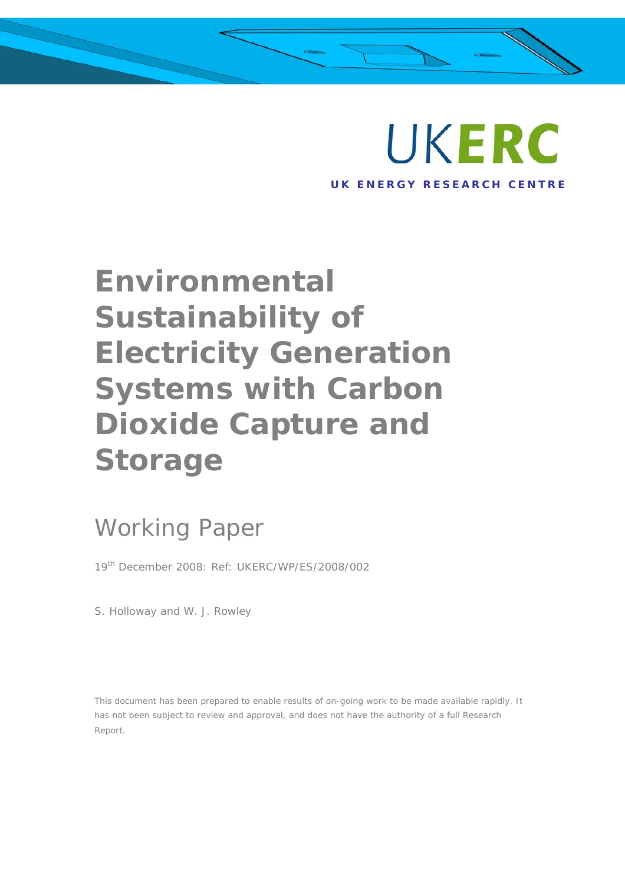UKERC

**UK ENERGY RESEARCH CENTRE**

# Environmental Sustainability of Electricity Generation Systems with Carbon Dioxide Capture and Storage

## Working Paper

19th December 2008: Ref: UKERC/WP/ES/2008/002

S. Holloway and W. J. Rowley

This document has been prepared to enable results of on-going work to be made available rapidly. It has not been subject to review and approval, and does not have the authority of a full Research Report.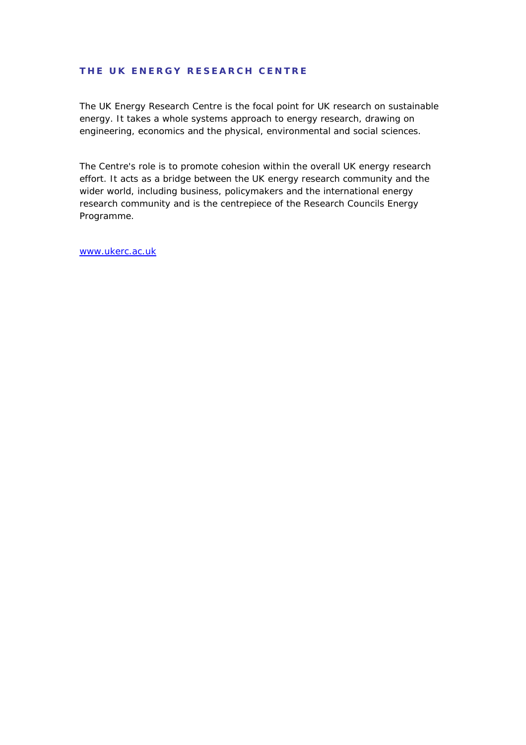## THE UK ENERGY RESEARCH CENTRE

The UK Energy Research Centre is the focal point for UK research on sustainable energy. It takes a whole systems approach to energy research, drawing on engineering, economics and the physical, environmental and social sciences.

The Centre's role is to promote cohesion within the overall UK energy research effort. It acts as a bridge between the UK energy research community and the wider world, including business, policymakers and the international energy research community and is the centrepiece of the Research Councils Energy Programme.

www.ukerc.ac.uk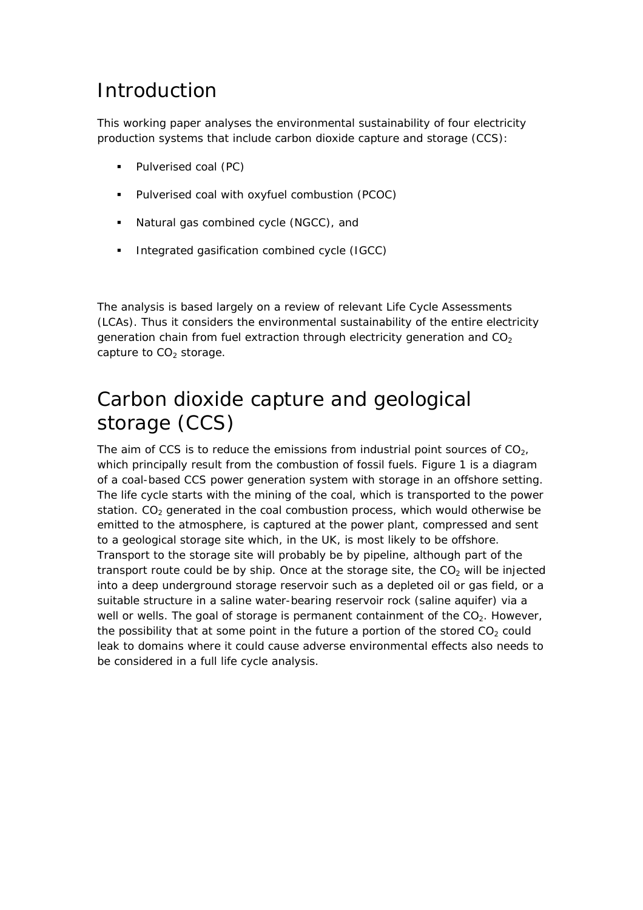# Introduction

This working paper analyses the environmental sustainability of four electricity production systems that include carbon dioxide capture and storage (CCS):

- Pulverised coal (PC)
- Pulverised coal with oxyfuel combustion (PCOC)
- Natural gas combined cycle (NGCC), and
- Integrated gasification combined cycle (IGCC)

The analysis is based largely on a review of relevant Life Cycle Assessments (LCAs). Thus it considers the environmental sustainability of the entire electricity generation chain from fuel extraction through electricity generation and $CO_2$ capture to $CO_2$ storage.

# Carbon dioxide capture and geological storage (CCS)

The aim of CCS is to reduce the emissions from industrial point sources of $CO_2$, which principally result from the combustion of fossil fuels. Figure 1 is a diagram of a coal-based CCS power generation system with storage in an offshore setting. The life cycle starts with the mining of the coal, which is transported to the power station. $CO_2$ generated in the coal combustion process, which would otherwise be emitted to the atmosphere, is captured at the power plant, compressed and sent to a geological storage site which, in the UK, is most likely to be offshore. Transport to the storage site will probably be by pipeline, although part of the transport route could be by ship. Once at the storage site, the $CO_2$ will be injected into a deep underground storage reservoir such as a depleted oil or gas field, or a suitable structure in a saline water-bearing reservoir rock (saline aquifer) via a well or wells. The goal of storage is permanent containment of the $CO_2$. However, the possibility that at some point in the future a portion of the stored $CO_2$ could leak to domains where it could cause adverse environmental effects also needs to be considered in a full life cycle analysis.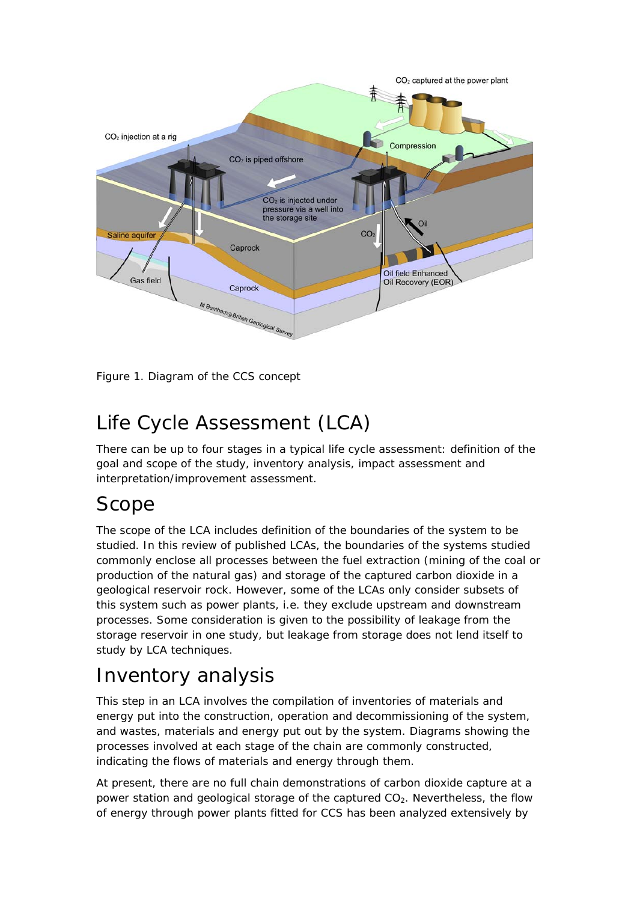Figure 1. Diagram of the CCS concept

## Life Cycle Assessment (LCA)

There can be up to four stages in a typical life cycle assessment: definition of the goal and scope of the study, inventory analysis, impact assessment and interpretation/improvement assessment.

## Scope

The scope of the LCA includes definition of the boundaries of the system to be studied. In this review of published LCAs, the boundaries of the systems studied commonly enclose all processes between the fuel extraction (mining of the coal or production of the natural gas) and storage of the captured carbon dioxide in a geological reservoir rock. However, some of the LCAs only consider subsets of this system such as power plants, i.e. they exclude upstream and downstream processes. Some consideration is given to the possibility of leakage from the storage reservoir in one study, but leakage from storage does not lend itself to study by LCA techniques.

## Inventory analysis

This step in an LCA involves the compilation of inventories of materials and energy put into the construction, operation and decommissioning of the system, and wastes, materials and energy put out by the system. Diagrams showing the processes involved at each stage of the chain are commonly constructed, indicating the flows of materials and energy through them.

At present, there are no full chain demonstrations of carbon dioxide capture at a power station and geological storage of the captured $CO_2$. Nevertheless, the flow of energy through power plants fitted for CCS has been analyzed extensively by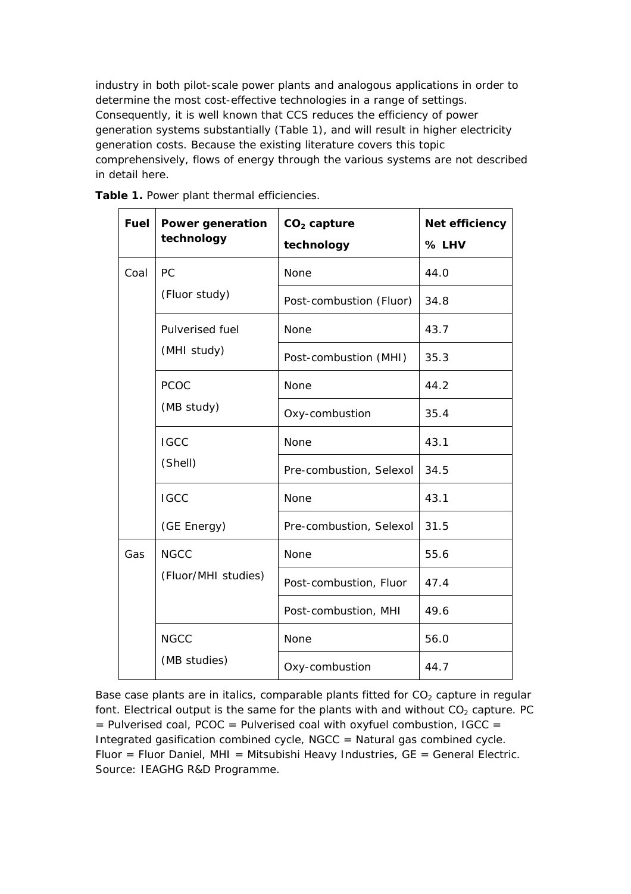industry in both pilot-scale power plants and analogous applications in order to determine the most cost-effective technologies in a range of settings. Consequently, it is well known that CCS reduces the efficiency of power generation systems substantially (Table 1), and will result in higher electricity generation costs. Because the existing literature covers this topic comprehensively, flows of energy through the various systems are not described in detail here.

**Table 1.** Power plant thermal efficiencies.

| Fuel | Power generation technology | $CO_2$ capture technology | Net efficiency % LHV |
|---|---|---|---|
| Coal | PC (Fluor study) | None | 44.0 |
| | | Post-combustion (Fluor) | 34.8 |
| | Pulverised fuel (MHI study) | None | 43.7 |
| | | Post-combustion (MHI) | 35.3 |
| | PCOC (MB study) | None | 44.2 |
| | | Oxy-combustion | 35.4 |
| | IGCC (Shell) | None | 43.1 |
| | | Pre-combustion, Selexol | 34.5 |
| | IGCC (GE Energy) | None | 43.1 |
| | | Pre-combustion, Selexol | 31.5 |
| Gas | NGCC (Fluor/MHI studies) | None | 55.6 |
| | | Post-combustion, Fluor | 47.4 |
| | | Post-combustion, MHI | 49.6 |
| | NGCC (MB studies) | None | 56.0 |
| | | Oxy-combustion | 44.7 |

Base case plants are in italics, comparable plants fitted for $CO_2$ capture in regular font. Electrical output is the same for the plants with and without $CO_2$ capture. PC = Pulverised coal, PCOC = Pulverised coal with oxyfuel combustion, IGCC = Integrated gasification combined cycle, NGCC = Natural gas combined cycle. Fluor = Fluor Daniel, MHI = Mitsubishi Heavy Industries, GE = General Electric. Source: IEAGHG R&D Programme.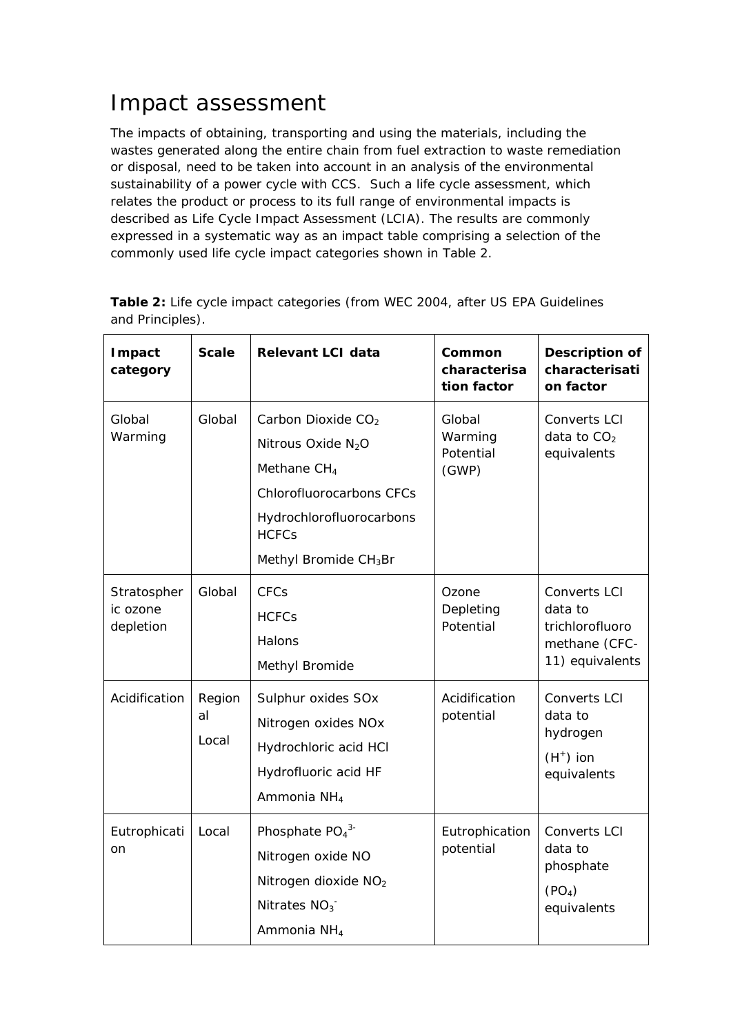## Impact assessment

The impacts of obtaining, transporting and using the materials, including the wastes generated along the entire chain from fuel extraction to waste remediation or disposal, need to be taken into account in an analysis of the environmental sustainability of a power cycle with CCS. Such a life cycle assessment, which relates the product or process to its full range of environmental impacts is described as Life Cycle Impact Assessment (LCIA). The results are commonly expressed in a systematic way as an impact table comprising a selection of the commonly used life cycle impact categories shown in Table 2.

**Table 2:** Life cycle impact categories (from WEC 2004, after US EPA Guidelines and Principles).

| Impact category | Scale | Relevant LCI data | Common characterisation factor | Description of characterisation factor |
|---|---|---|---|---|
| Global Warming | Global | Carbon Dioxide $CO_2$<br>Nitrous Oxide $N_2O$<br>Methane $CH_4$<br>Chlorofluorocarbons CFCs<br>Hydrochlorofluorocarbons HCFCs<br>Methyl Bromide $CH_3Br$ | Global Warming Potential (GWP) | Converts LCI data to $CO_2$ equivalents |
| Stratospheric ozone depletion | Global | CFCs<br>HCFCs<br>Halons<br>Methyl Bromide | Ozone Depleting Potential | Converts LCI data to trichlorofluoromethane (CFC-11) equivalents |
| Acidification | Regional<br>Local | Sulphur oxides SOx<br>Nitrogen oxides NOx<br>Hydrochloric acid HCl<br>Hydrofluoric acid HF<br>Ammonia $NH_4$ | Acidification potential | Converts LCI data to hydrogen ($H^+$) ion equivalents |
| Eutrophication | Local | Phosphate $PO_4^{3-}$<br>Nitrogen oxide NO<br>Nitrogen dioxide $NO_2$<br>Nitrates $NO_3^-$<br>Ammonia $NH_4$ | Eutrophication potential | Converts LCI data to phosphate ($PO_4$) equivalents |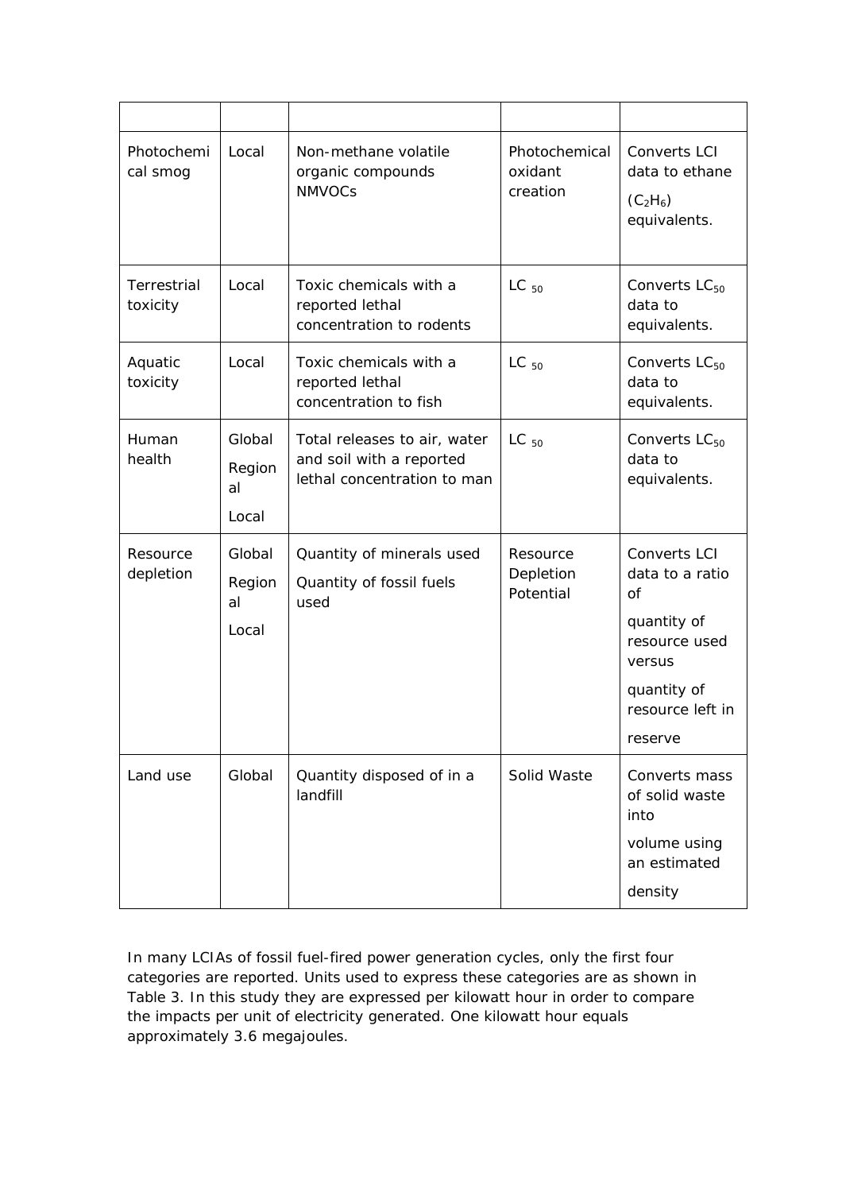| | | | | |
|---|---|---|---|---|
| Photochemical smog | Local | Non-methane volatile organic compounds NMVOCs | Photochemical oxidant creation | Converts LCI data to ethane ($C_2H_6$) equivalents. |
| Terrestrial toxicity | Local | Toxic chemicals with a reported lethal concentration to rodents | $LC_{50}$ | Converts $LC_{50}$ data to equivalents. |
| Aquatic toxicity | Local | Toxic chemicals with a reported lethal concentration to fish | $LC_{50}$ | Converts $LC_{50}$ data to equivalents. |
| Human health | Global<br>Regional<br>Local | Total releases to air, water and soil with a reported lethal concentration to man | $LC_{50}$ | Converts $LC_{50}$ data to equivalents. |
| Resource depletion | Global<br>Regional<br>Local | Quantity of minerals used<br>Quantity of fossil fuels used | Resource Depletion Potential | Converts LCI data to a ratio of<br>quantity of resource used versus<br>quantity of resource left in<br>reserve |
| Land use | Global | Quantity disposed of in a landfill | Solid Waste | Converts mass of solid waste into<br>volume using an estimated<br>density |

In many LCIAs of fossil fuel-fired power generation cycles, only the first four categories are reported. Units used to express these categories are as shown in Table 3. In this study they are expressed per kilowatt hour in order to compare the impacts per unit of electricity generated. One kilowatt hour equals approximately 3.6 megajoules.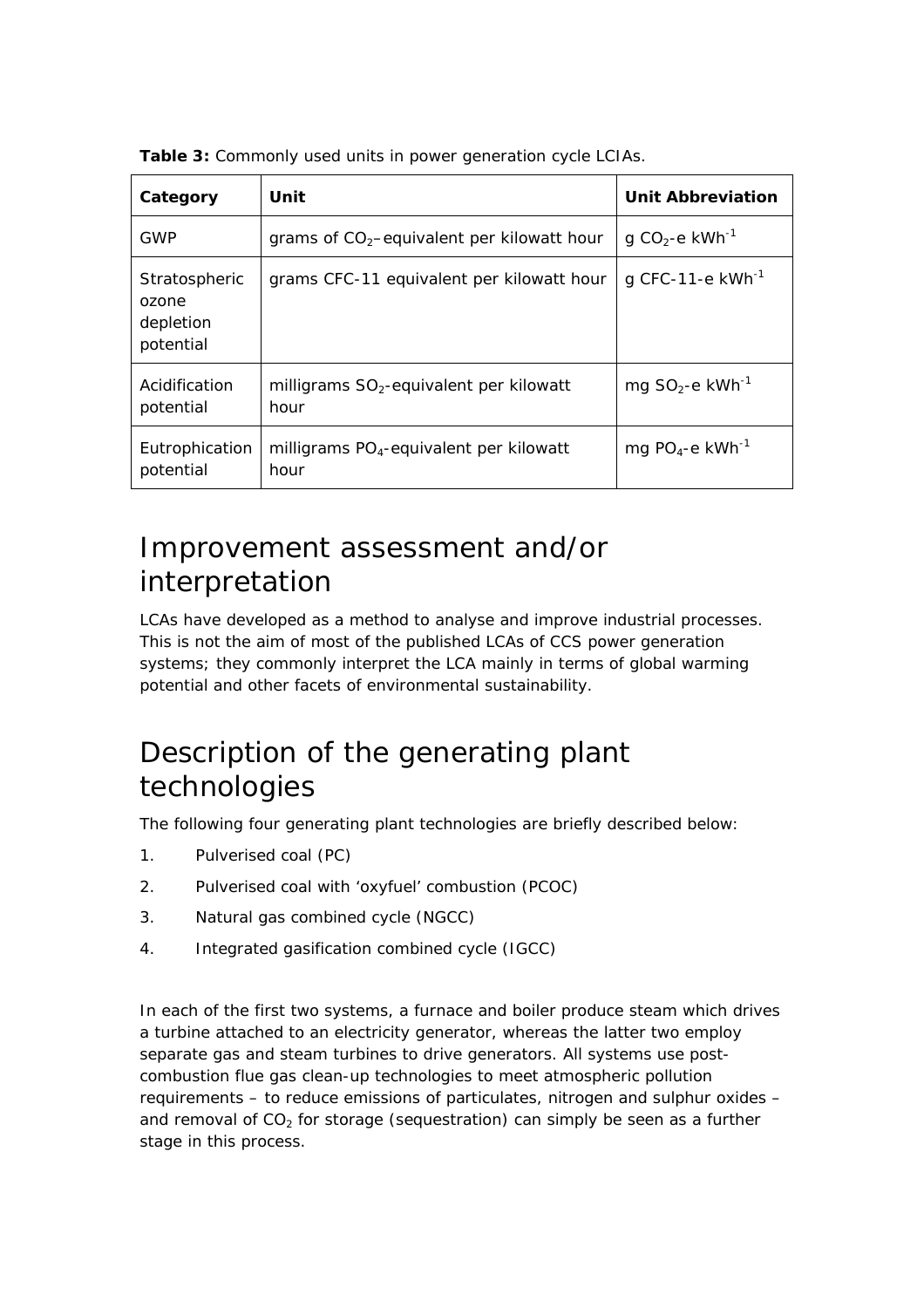**Table 3:** Commonly used units in power generation cycle LCIAs.

| Category | Unit | Unit Abbreviation |
|---|---|---|
| GWP | grams of $CO_2$–equivalent per kilowatt hour | g $CO_2$-e $kWh^{-1}$ |
| Stratospheric ozone depletion potential | grams CFC-11 equivalent per kilowatt hour | g CFC-11-e $kWh^{-1}$ |
| Acidification potential | milligrams $SO_2$-equivalent per kilowatt hour | mg $SO_2$-e $kWh^{-1}$ |
| Eutrophication potential | milligrams $PO_4$-equivalent per kilowatt hour | mg $PO_4$-e $kWh^{-1}$ |

# Improvement assessment and/or interpretation

LCAs have developed as a method to analyse and improve industrial processes. This is not the aim of most of the published LCAs of CCS power generation systems; they commonly interpret the LCA mainly in terms of global warming potential and other facets of environmental sustainability.

# Description of the generating plant technologies

The following four generating plant technologies are briefly described below:

1. Pulverised coal (PC)
2. Pulverised coal with 'oxyfuel' combustion (PCOC)
3. Natural gas combined cycle (NGCC)
4. Integrated gasification combined cycle (IGCC)

In each of the first two systems, a furnace and boiler produce steam which drives a turbine attached to an electricity generator, whereas the latter two employ separate gas and steam turbines to drive generators. All systems use post-combustion flue gas clean-up technologies to meet atmospheric pollution requirements – to reduce emissions of particulates, nitrogen and sulphur oxides – and removal of $CO_2$ for storage (sequestration) can simply be seen as a further stage in this process.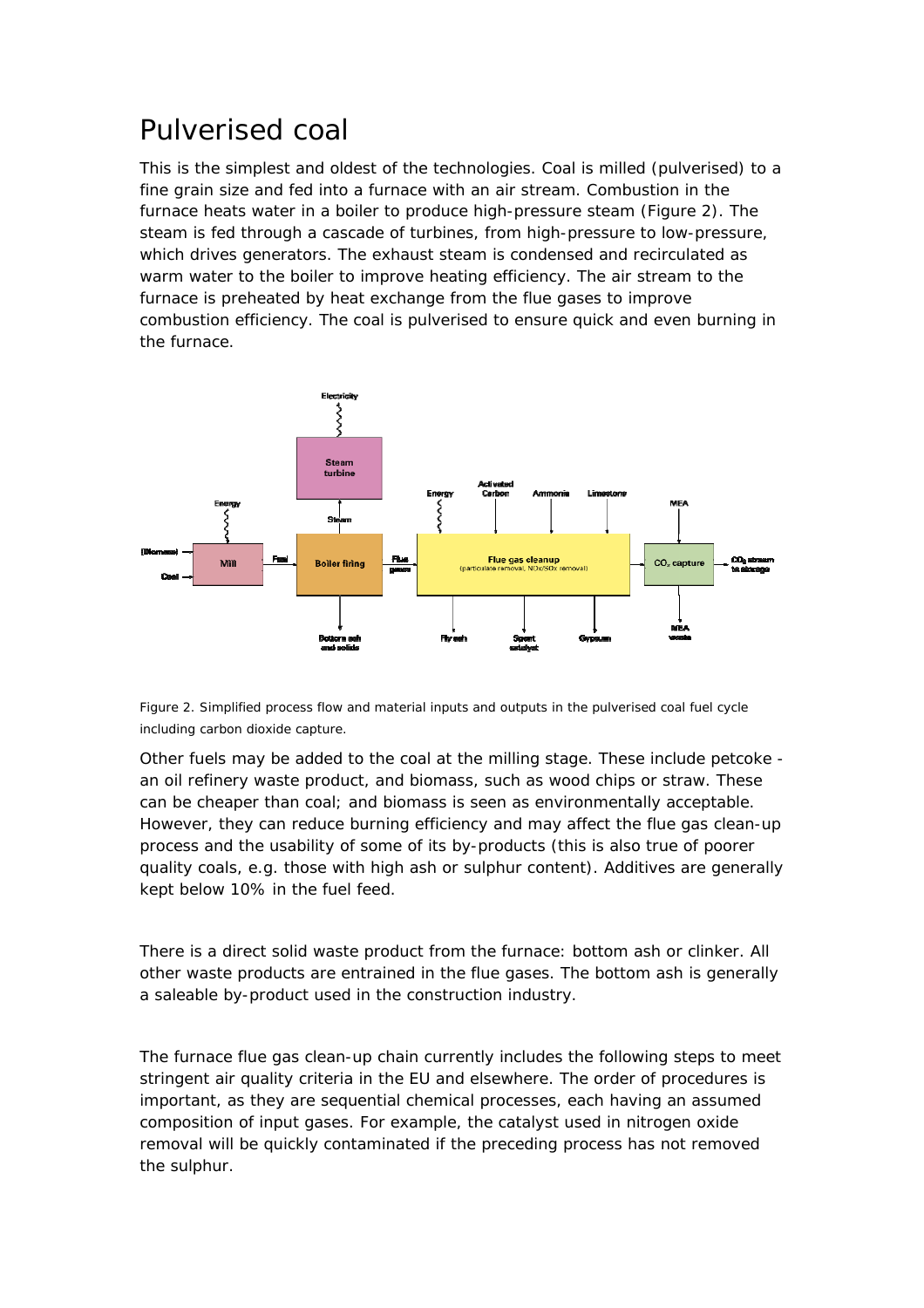# Pulverised coal

This is the simplest and oldest of the technologies. Coal is milled (pulverised) to a fine grain size and fed into a furnace with an air stream. Combustion in the furnace heats water in a boiler to produce high-pressure steam (Figure 2). The steam is fed through a cascade of turbines, from high-pressure to low-pressure, which drives generators. The exhaust steam is condensed and recirculated as warm water to the boiler to improve heating efficiency. The air stream to the furnace is preheated by heat exchange from the flue gases to improve combustion efficiency. The coal is pulverised to ensure quick and even burning in the furnace.

Figure 2. Simplified process flow and material inputs and outputs in the pulverised coal fuel cycle including carbon dioxide capture.

Other fuels may be added to the coal at the milling stage. These include petcoke - an oil refinery waste product, and biomass, such as wood chips or straw. These can be cheaper than coal; and biomass is seen as environmentally acceptable. However, they can reduce burning efficiency and may affect the flue gas clean-up process and the usability of some of its by-products (this is also true of poorer quality coals, e.g. those with high ash or sulphur content). Additives are generally kept below 10% in the fuel feed.

There is a direct solid waste product from the furnace: bottom ash or clinker. All other waste products are entrained in the flue gases. The bottom ash is generally a saleable by-product used in the construction industry.

The furnace flue gas clean-up chain currently includes the following steps to meet stringent air quality criteria in the EU and elsewhere. The order of procedures is important, as they are sequential chemical processes, each having an assumed composition of input gases. For example, the catalyst used in nitrogen oxide removal will be quickly contaminated if the preceding process has not removed the sulphur.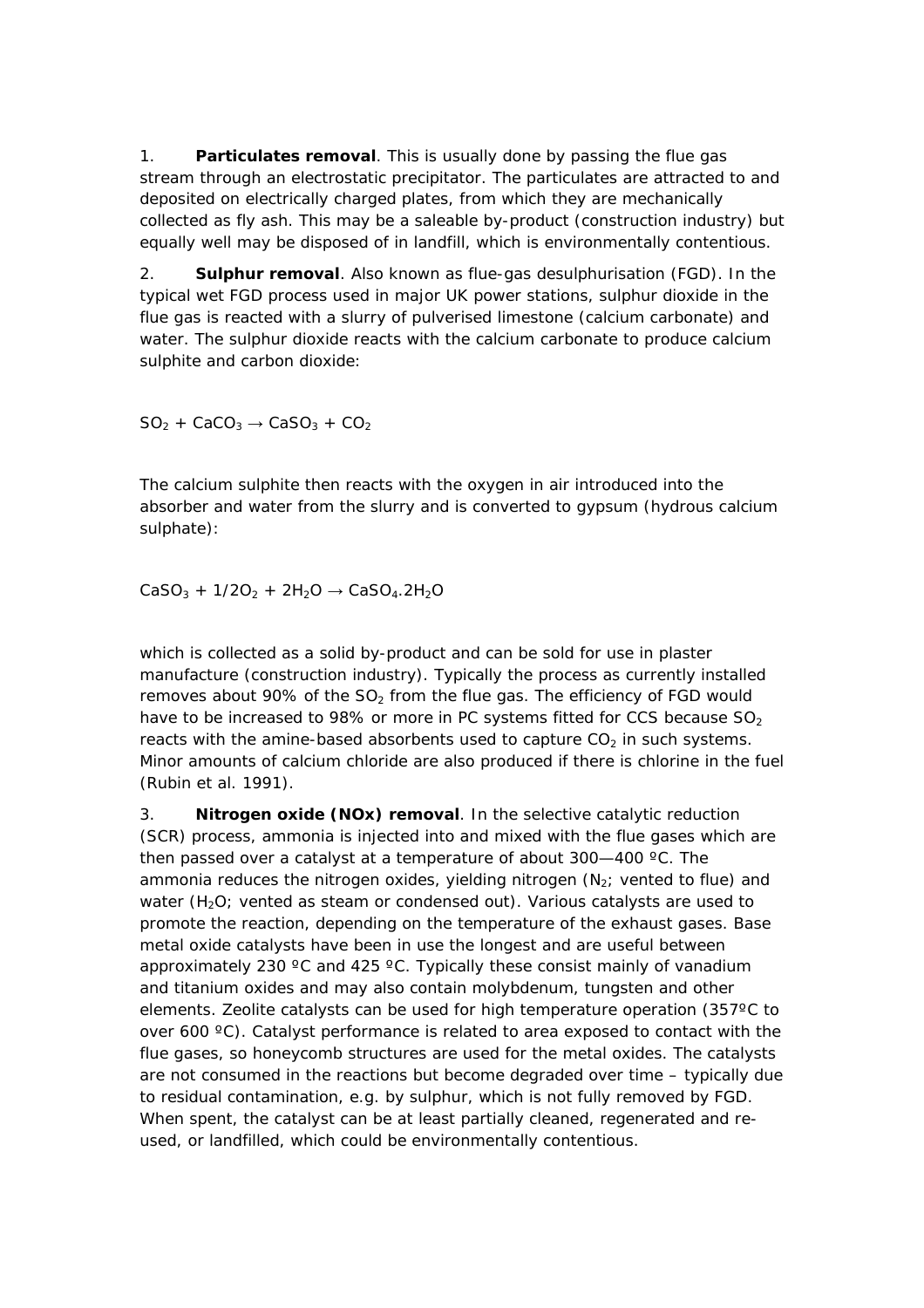1. **Particulates removal**. This is usually done by passing the flue gas stream through an electrostatic precipitator. The particulates are attracted to and deposited on electrically charged plates, from which they are mechanically collected as fly ash. This may be a saleable by-product (construction industry) but equally well may be disposed of in landfill, which is environmentally contentious.

2. **Sulphur removal**. Also known as flue-gas desulphurisation (FGD). In the typical wet FGD process used in major UK power stations, sulphur dioxide in the flue gas is reacted with a slurry of pulverised limestone (calcium carbonate) and water. The sulphur dioxide reacts with the calcium carbonate to produce calcium sulphite and carbon dioxide:

$$SO_2 + CaCO_3 \rightarrow CaSO_3 + CO_2$$

The calcium sulphite then reacts with the oxygen in air introduced into the absorber and water from the slurry and is converted to gypsum (hydrous calcium sulphate):

$$CaSO_3 + 1/2O_2 + 2H_2O \rightarrow CaSO_4.2H_2O$$

which is collected as a solid by-product and can be sold for use in plaster manufacture (construction industry). Typically the process as currently installed removes about 90% of the $SO_2$ from the flue gas. The efficiency of FGD would have to be increased to 98% or more in PC systems fitted for CCS because $SO_2$ reacts with the amine-based absorbents used to capture $CO_2$ in such systems. Minor amounts of calcium chloride are also produced if there is chlorine in the fuel (Rubin et al. 1991).

3. **Nitrogen oxide (NOx) removal**. In the selective catalytic reduction (SCR) process, ammonia is injected into and mixed with the flue gases which are then passed over a catalyst at a temperature of about 300—400 ºC. The ammonia reduces the nitrogen oxides, yielding nitrogen ($N_2$; vented to flue) and water ($H_2O$; vented as steam or condensed out). Various catalysts are used to promote the reaction, depending on the temperature of the exhaust gases. Base metal oxide catalysts have been in use the longest and are useful between approximately 230 ºC and 425 ºC. Typically these consist mainly of vanadium and titanium oxides and may also contain molybdenum, tungsten and other elements. Zeolite catalysts can be used for high temperature operation (357ºC to over 600 ºC). Catalyst performance is related to area exposed to contact with the flue gases, so honeycomb structures are used for the metal oxides. The catalysts are not consumed in the reactions but become degraded over time – typically due to residual contamination, e.g. by sulphur, which is not fully removed by FGD. When spent, the catalyst can be at least partially cleaned, regenerated and re-used, or landfilled, which could be environmentally contentious.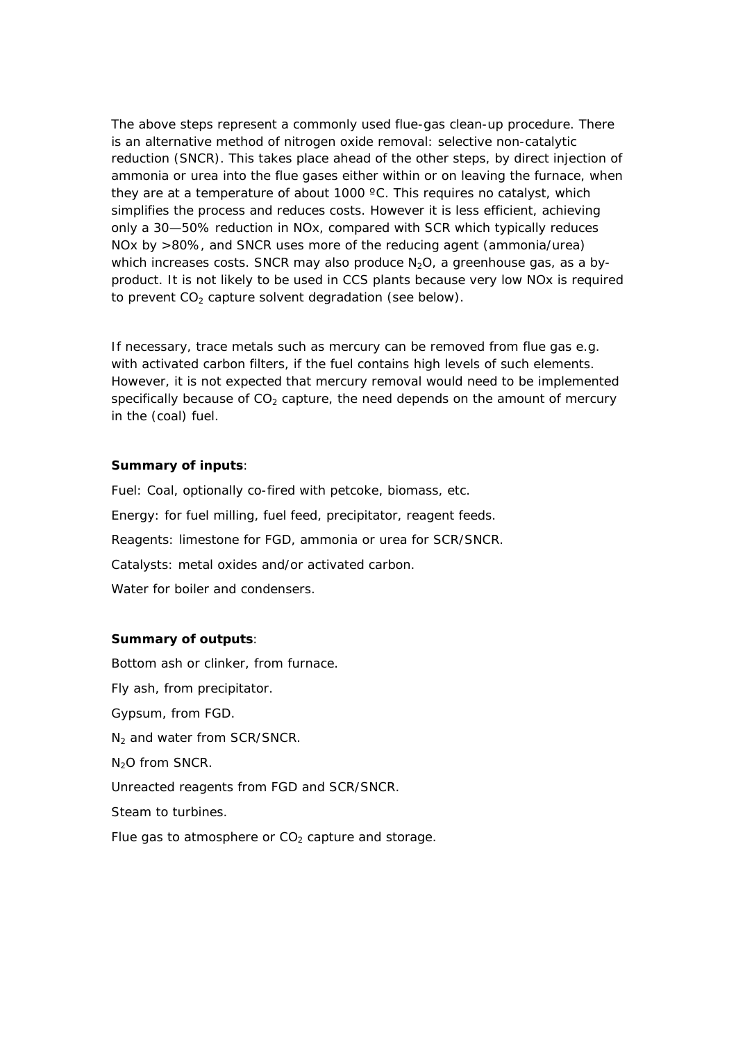The above steps represent a commonly used flue-gas clean-up procedure. There is an alternative method of nitrogen oxide removal: selective non-catalytic reduction (SNCR). This takes place ahead of the other steps, by direct injection of ammonia or urea into the flue gases either within or on leaving the furnace, when they are at a temperature of about 1000 ºC. This requires no catalyst, which simplifies the process and reduces costs. However it is less efficient, achieving only a 30—50% reduction in NOx, compared with SCR which typically reduces NOx by >80%, and SNCR uses more of the reducing agent (ammonia/urea) which increases costs. SNCR may also produce $N_2O$, a greenhouse gas, as a by-product. It is not likely to be used in CCS plants because very low NOx is required to prevent $CO_2$ capture solvent degradation (see below).

If necessary, trace metals such as mercury can be removed from flue gas e.g. with activated carbon filters, if the fuel contains high levels of such elements. However, it is not expected that mercury removal would need to be implemented specifically because of $CO_2$ capture, the need depends on the amount of mercury in the (coal) fuel.

**Summary of inputs**:

Fuel: Coal, optionally co-fired with petcoke, biomass, etc.

Energy: for fuel milling, fuel feed, precipitator, reagent feeds.

Reagents: limestone for FGD, ammonia or urea for SCR/SNCR.

Catalysts: metal oxides and/or activated carbon.

Water for boiler and condensers.

**Summary of outputs**:

Bottom ash or clinker, from furnace.

Fly ash, from precipitator.

Gypsum, from FGD.

$N_2$ and water from SCR/SNCR.

$N_2O$ from SNCR.

Unreacted reagents from FGD and SCR/SNCR.

Steam to turbines.

Flue gas to atmosphere or $CO_2$ capture and storage.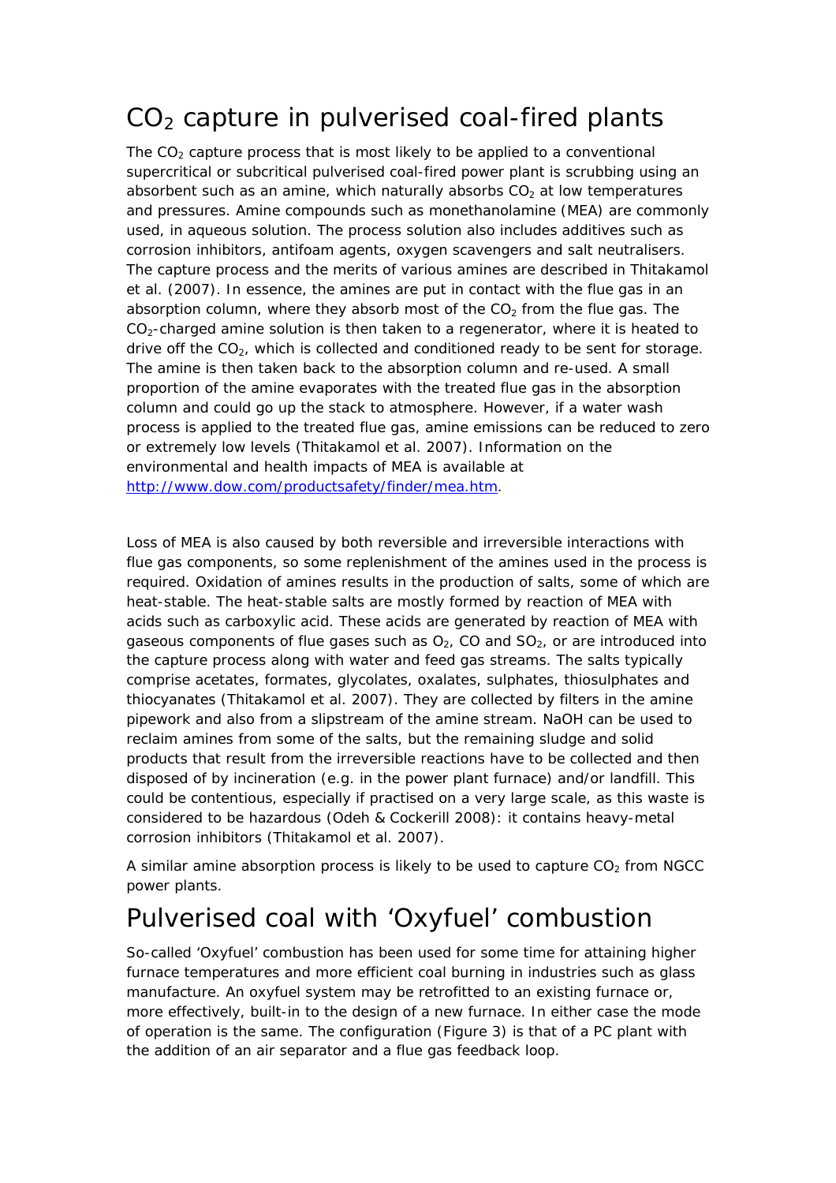# $CO_2$ capture in pulverised coal-fired plants

The $CO_2$ capture process that is most likely to be applied to a conventional supercritical or subcritical pulverised coal-fired power plant is scrubbing using an absorbent such as an amine, which naturally absorbs $CO_2$ at low temperatures and pressures. Amine compounds such as monethanolamine (MEA) are commonly used, in aqueous solution. The process solution also includes additives such as corrosion inhibitors, antifoam agents, oxygen scavengers and salt neutralisers. The capture process and the merits of various amines are described in Thitakamol et al. (2007). In essence, the amines are put in contact with the flue gas in an absorption column, where they absorb most of the $CO_2$ from the flue gas. The $CO_2$-charged amine solution is then taken to a regenerator, where it is heated to drive off the $CO_2$, which is collected and conditioned ready to be sent for storage. The amine is then taken back to the absorption column and re-used. A small proportion of the amine evaporates with the treated flue gas in the absorption column and could go up the stack to atmosphere. However, if a water wash process is applied to the treated flue gas, amine emissions can be reduced to zero or extremely low levels (Thitakamol et al. 2007). Information on the environmental and health impacts of MEA is available at http://www.dow.com/productsafety/finder/mea.htm.

Loss of MEA is also caused by both reversible and irreversible interactions with flue gas components, so some replenishment of the amines used in the process is required. Oxidation of amines results in the production of salts, some of which are heat-stable. The heat-stable salts are mostly formed by reaction of MEA with acids such as carboxylic acid. These acids are generated by reaction of MEA with gaseous components of flue gases such as $O_2$, CO and $SO_2$, or are introduced into the capture process along with water and feed gas streams. The salts typically comprise acetates, formates, glycolates, oxalates, sulphates, thiosulphates and thiocyanates (Thitakamol et al. 2007). They are collected by filters in the amine pipework and also from a slipstream of the amine stream. NaOH can be used to reclaim amines from some of the salts, but the remaining sludge and solid products that result from the irreversible reactions have to be collected and then disposed of by incineration (e.g. in the power plant furnace) and/or landfill. This could be contentious, especially if practised on a very large scale, as this waste is considered to be hazardous (Odeh & Cockerill 2008): it contains heavy-metal corrosion inhibitors (Thitakamol et al. 2007).

A similar amine absorption process is likely to be used to capture $CO_2$ from NGCC power plants.

# Pulverised coal with 'Oxyfuel' combustion

So-called 'Oxyfuel' combustion has been used for some time for attaining higher furnace temperatures and more efficient coal burning in industries such as glass manufacture. An oxyfuel system may be retrofitted to an existing furnace or, more effectively, built-in to the design of a new furnace. In either case the mode of operation is the same. The configuration (Figure 3) is that of a PC plant with the addition of an air separator and a flue gas feedback loop.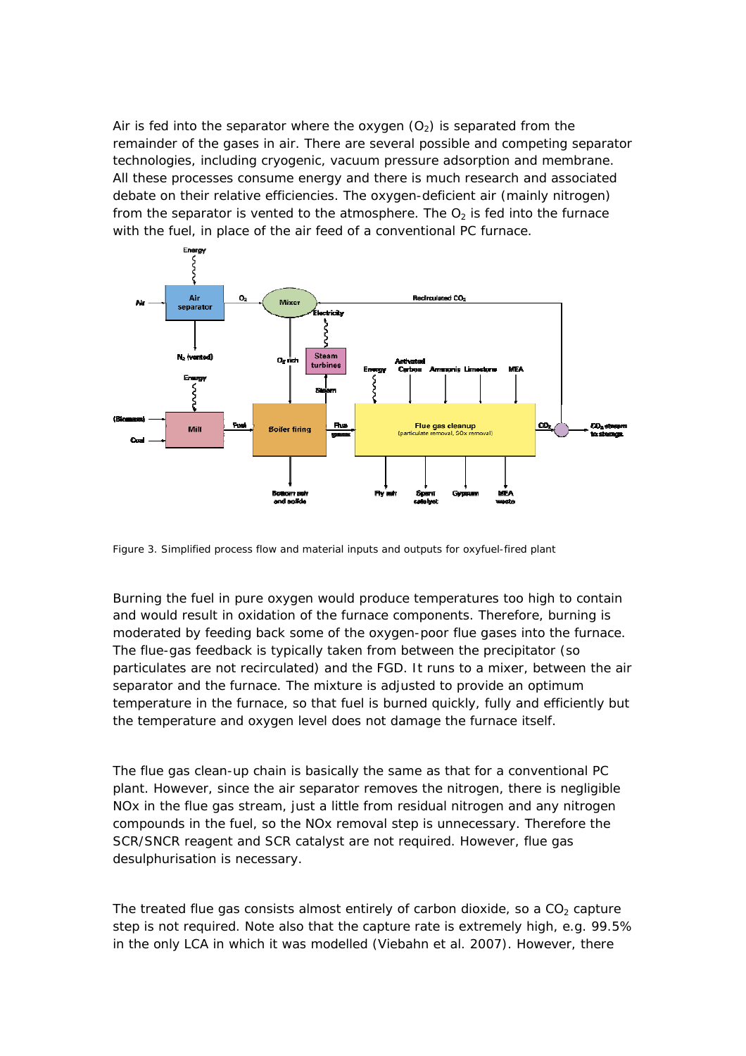Air is fed into the separator where the oxygen ($O_2$) is separated from the remainder of the gases in air. There are several possible and competing separator technologies, including cryogenic, vacuum pressure adsorption and membrane. All these processes consume energy and there is much research and associated debate on their relative efficiencies. The oxygen-deficient air (mainly nitrogen) from the separator is vented to the atmosphere. The $O_2$ is fed into the furnace with the fuel, in place of the air feed of a conventional PC furnace.

Figure 3. Simplified process flow and material inputs and outputs for oxyfuel-fired plant

Burning the fuel in pure oxygen would produce temperatures too high to contain and would result in oxidation of the furnace components. Therefore, burning is moderated by feeding back some of the oxygen-poor flue gases into the furnace. The flue-gas feedback is typically taken from between the precipitator (so particulates are not recirculated) and the FGD. It runs to a mixer, between the air separator and the furnace. The mixture is adjusted to provide an optimum temperature in the furnace, so that fuel is burned quickly, fully and efficiently but the temperature and oxygen level does not damage the furnace itself.

The flue gas clean-up chain is basically the same as that for a conventional PC plant. However, since the air separator removes the nitrogen, there is negligible NOx in the flue gas stream, just a little from residual nitrogen and any nitrogen compounds in the fuel, so the NOx removal step is unnecessary. Therefore the SCR/SNCR reagent and SCR catalyst are not required. However, flue gas desulphurisation is necessary.

The treated flue gas consists almost entirely of carbon dioxide, so a $CO_2$ capture step is not required. Note also that the capture rate is extremely high, e.g. 99.5% in the only LCA in which it was modelled (Viebahn et al. 2007). However, there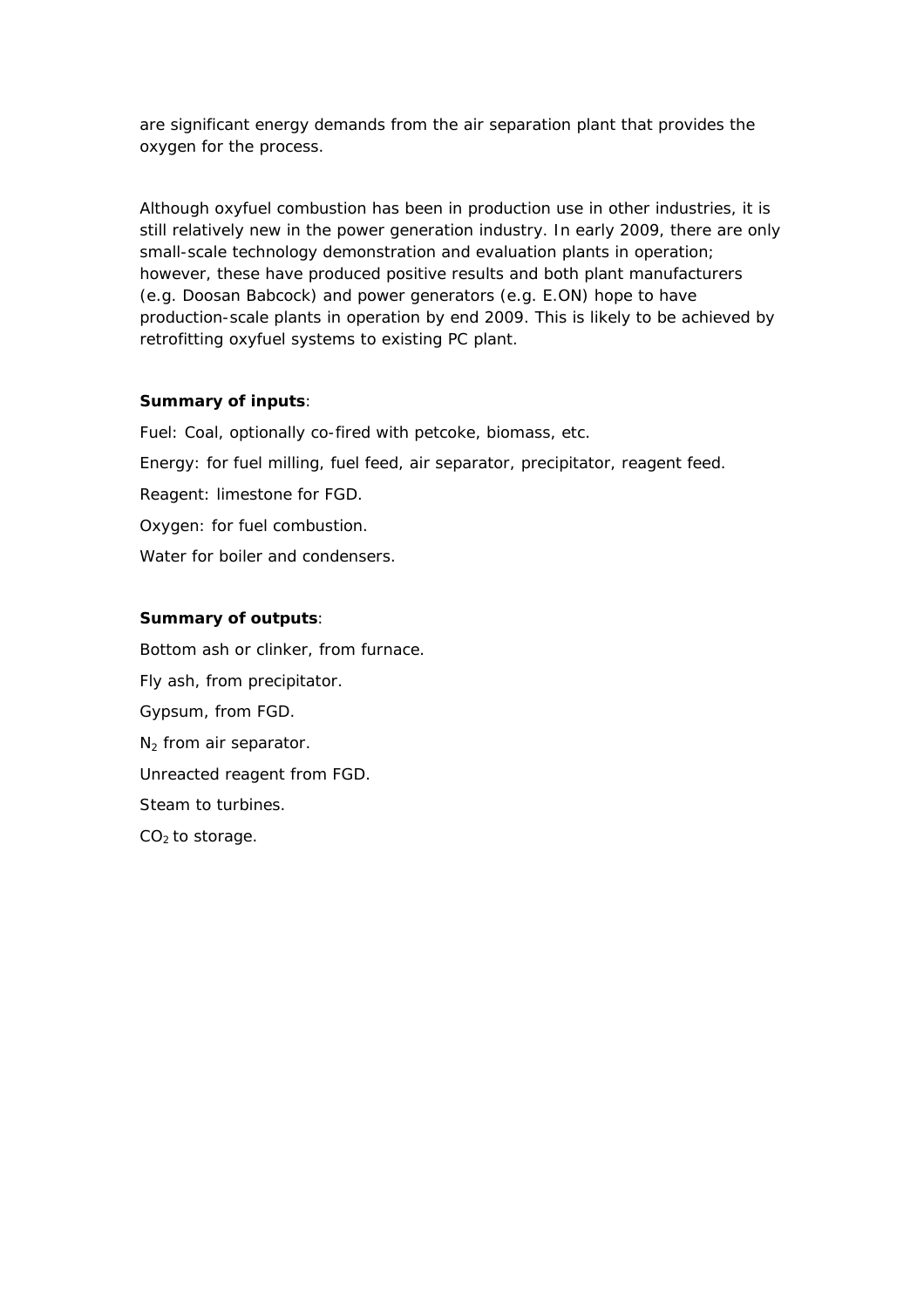are significant energy demands from the air separation plant that provides the oxygen for the process.

Although oxyfuel combustion has been in production use in other industries, it is still relatively new in the power generation industry. In early 2009, there are only small-scale technology demonstration and evaluation plants in operation; however, these have produced positive results and both plant manufacturers (e.g. Doosan Babcock) and power generators (e.g. E.ON) hope to have production-scale plants in operation by end 2009. This is likely to be achieved by retrofitting oxyfuel systems to existing PC plant.

**Summary of inputs**:

Fuel: Coal, optionally co-fired with petcoke, biomass, etc.

Energy: for fuel milling, fuel feed, air separator, precipitator, reagent feed.

Reagent: limestone for FGD.

Oxygen: for fuel combustion.

Water for boiler and condensers.

**Summary of outputs**:

Bottom ash or clinker, from furnace.

Fly ash, from precipitator.

Gypsum, from FGD.

$N_2$ from air separator.

Unreacted reagent from FGD.

Steam to turbines.

$CO_2$ to storage.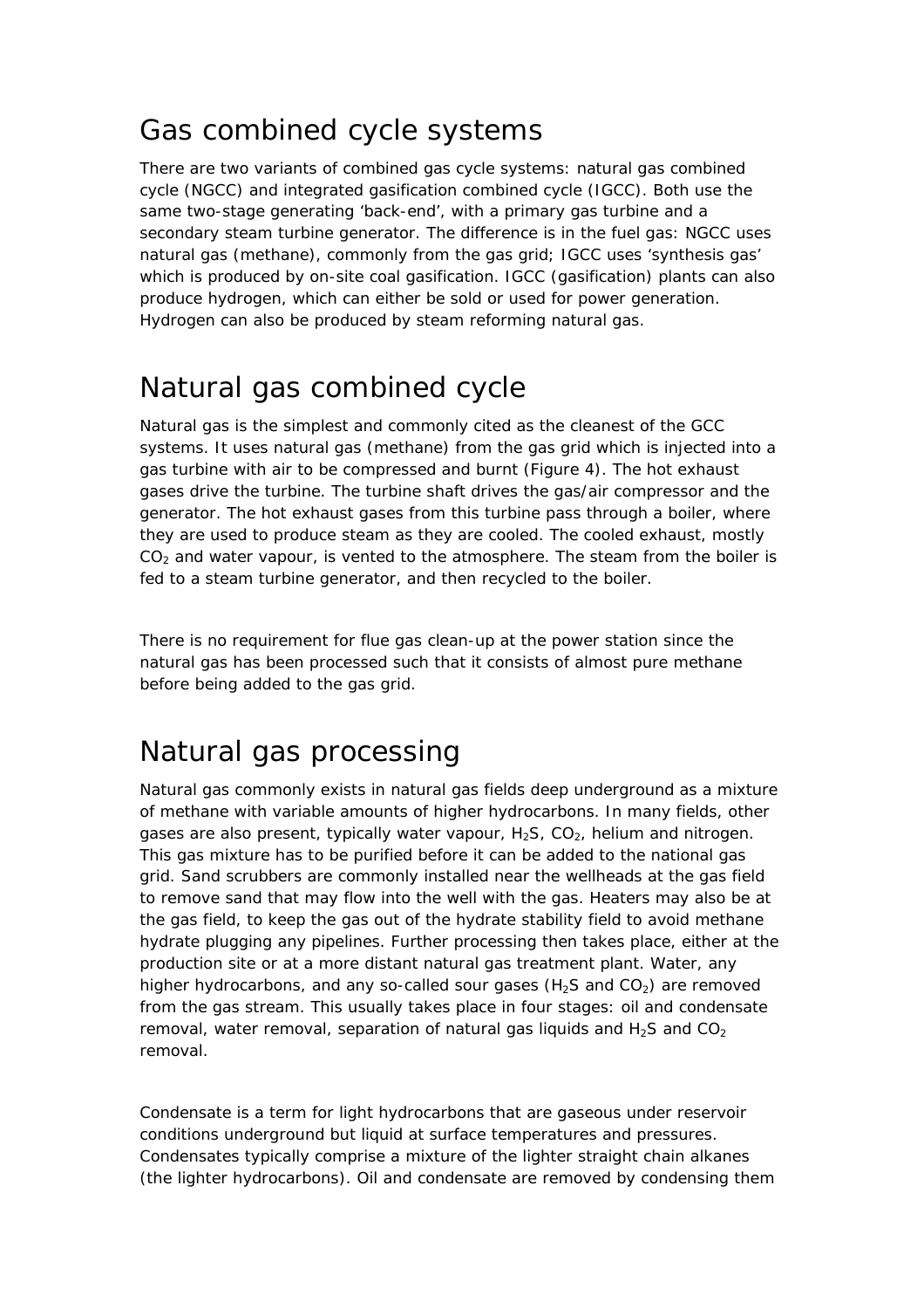# Gas combined cycle systems

There are two variants of combined gas cycle systems: natural gas combined cycle (NGCC) and integrated gasification combined cycle (IGCC). Both use the same two-stage generating 'back-end', with a primary gas turbine and a secondary steam turbine generator. The difference is in the fuel gas: NGCC uses natural gas (methane), commonly from the gas grid; IGCC uses 'synthesis gas' which is produced by on-site coal gasification. IGCC (gasification) plants can also produce hydrogen, which can either be sold or used for power generation. Hydrogen can also be produced by steam reforming natural gas.

# Natural gas combined cycle

Natural gas is the simplest and commonly cited as the cleanest of the GCC systems. It uses natural gas (methane) from the gas grid which is injected into a gas turbine with air to be compressed and burnt (Figure 4). The hot exhaust gases drive the turbine. The turbine shaft drives the gas/air compressor and the generator. The hot exhaust gases from this turbine pass through a boiler, where they are used to produce steam as they are cooled. The cooled exhaust, mostly $CO_2$ and water vapour, is vented to the atmosphere. The steam from the boiler is fed to a steam turbine generator, and then recycled to the boiler.

There is no requirement for flue gas clean-up at the power station since the natural gas has been processed such that it consists of almost pure methane before being added to the gas grid.

# Natural gas processing

Natural gas commonly exists in natural gas fields deep underground as a mixture of methane with variable amounts of higher hydrocarbons. In many fields, other gases are also present, typically water vapour, $H_2S$, $CO_2$, helium and nitrogen. This gas mixture has to be purified before it can be added to the national gas grid. Sand scrubbers are commonly installed near the wellheads at the gas field to remove sand that may flow into the well with the gas. Heaters may also be at the gas field, to keep the gas out of the hydrate stability field to avoid methane hydrate plugging any pipelines. Further processing then takes place, either at the production site or at a more distant natural gas treatment plant. Water, any higher hydrocarbons, and any so-called sour gases ($H_2S$ and $CO_2$) are removed from the gas stream. This usually takes place in four stages: oil and condensate removal, water removal, separation of natural gas liquids and $H_2S$ and $CO_2$ removal.

Condensate is a term for light hydrocarbons that are gaseous under reservoir conditions underground but liquid at surface temperatures and pressures. Condensates typically comprise a mixture of the lighter straight chain alkanes (the lighter hydrocarbons). Oil and condensate are removed by condensing them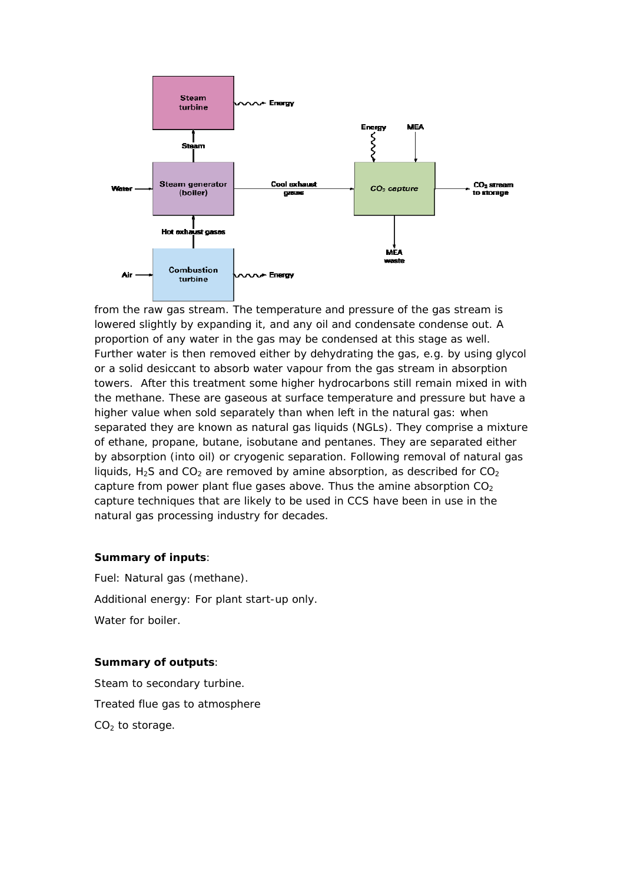from the raw gas stream. The temperature and pressure of the gas stream is lowered slightly by expanding it, and any oil and condensate condense out. A proportion of any water in the gas may be condensed at this stage as well. Further water is then removed either by dehydrating the gas, e.g. by using glycol or a solid desiccant to absorb water vapour from the gas stream in absorption towers. After this treatment some higher hydrocarbons still remain mixed in with the methane. These are gaseous at surface temperature and pressure but have a higher value when sold separately than when left in the natural gas: when separated they are known as natural gas liquids (NGLs). They comprise a mixture of ethane, propane, butane, isobutane and pentanes. They are separated either by absorption (into oil) or cryogenic separation. Following removal of natural gas liquids, $H_2S$ and $CO_2$ are removed by amine absorption, as described for $CO_2$ capture from power plant flue gases above. Thus the amine absorption $CO_2$ capture techniques that are likely to be used in CCS have been in use in the natural gas processing industry for decades.

**Summary of inputs**:

Fuel: Natural gas (methane).

Additional energy: For plant start-up only.

Water for boiler.

**Summary of outputs**:

Steam to secondary turbine.

Treated flue gas to atmosphere

$CO_2$ to storage.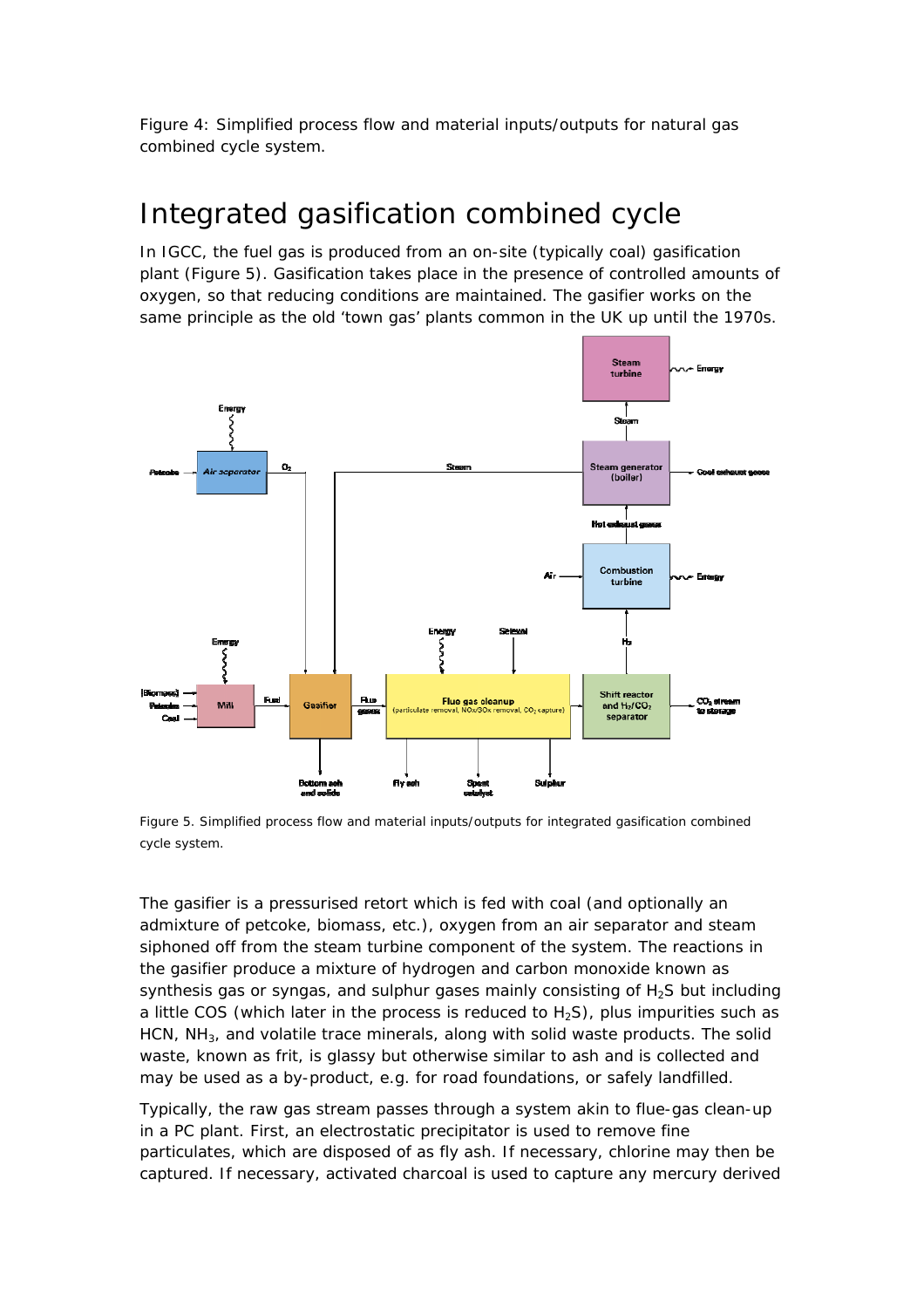Figure 4: Simplified process flow and material inputs/outputs for natural gas combined cycle system.

## Integrated gasification combined cycle

In IGCC, the fuel gas is produced from an on-site (typically coal) gasification plant (Figure 5). Gasification takes place in the presence of controlled amounts of oxygen, so that reducing conditions are maintained. The gasifier works on the same principle as the old 'town gas' plants common in the UK up until the 1970s.

Figure 5. Simplified process flow and material inputs/outputs for integrated gasification combined cycle system.

The gasifier is a pressurised retort which is fed with coal (and optionally an admixture of petcoke, biomass, etc.), oxygen from an air separator and steam siphoned off from the steam turbine component of the system. The reactions in the gasifier produce a mixture of hydrogen and carbon monoxide known as synthesis gas or syngas, and sulphur gases mainly consisting of $H_2S$ but including a little COS (which later in the process is reduced to $H_2S$), plus impurities such as HCN, $NH_3$, and volatile trace minerals, along with solid waste products. The solid waste, known as frit, is glassy but otherwise similar to ash and is collected and may be used as a by-product, e.g. for road foundations, or safely landfilled.

Typically, the raw gas stream passes through a system akin to flue-gas clean-up in a PC plant. First, an electrostatic precipitator is used to remove fine particulates, which are disposed of as fly ash. If necessary, chlorine may then be captured. If necessary, activated charcoal is used to capture any mercury derived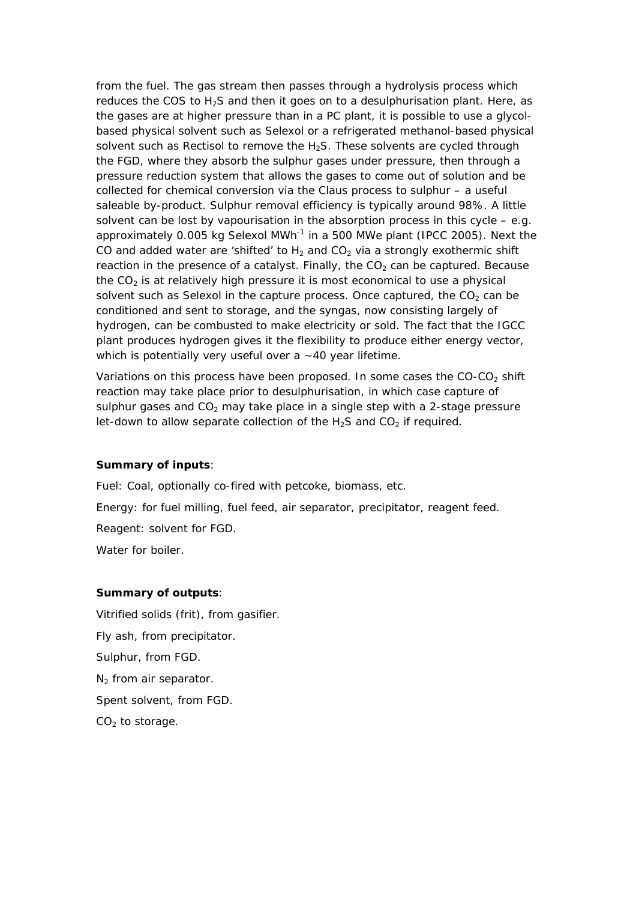from the fuel. The gas stream then passes through a hydrolysis process which reduces the COS to $H_2S$ and then it goes on to a desulphurisation plant. Here, as the gases are at higher pressure than in a PC plant, it is possible to use a glycol-based physical solvent such as Selexol or a refrigerated methanol-based physical solvent such as Rectisol to remove the $H_2S$. These solvents are cycled through the FGD, where they absorb the sulphur gases under pressure, then through a pressure reduction system that allows the gases to come out of solution and be collected for chemical conversion via the Claus process to sulphur – a useful saleable by-product. Sulphur removal efficiency is typically around 98%. A little solvent can be lost by vapourisation in the absorption process in this cycle – e.g. approximately 0.005 kg Selexol $MWh^{-1}$ in a 500 MWe plant (IPCC 2005). Next the CO and added water are 'shifted' to $H_2$ and $CO_2$ via a strongly exothermic shift reaction in the presence of a catalyst. Finally, the $CO_2$ can be captured. Because the $CO_2$ is at relatively high pressure it is most economical to use a physical solvent such as Selexol in the capture process. Once captured, the $CO_2$ can be conditioned and sent to storage, and the syngas, now consisting largely of hydrogen, can be combusted to make electricity or sold. The fact that the IGCC plant produces hydrogen gives it the flexibility to produce either energy vector, which is potentially very useful over a ~40 year lifetime.

Variations on this process have been proposed. In some cases the CO-$CO_2$ shift reaction may take place prior to desulphurisation, in which case capture of sulphur gases and $CO_2$ may take place in a single step with a 2-stage pressure let-down to allow separate collection of the $H_2S$ and $CO_2$ if required.

**Summary of inputs**:

Fuel: Coal, optionally co-fired with petcoke, biomass, etc.

Energy: for fuel milling, fuel feed, air separator, precipitator, reagent feed.

Reagent: solvent for FGD.

Water for boiler.

**Summary of outputs**:

Vitrified solids (frit), from gasifier.

Fly ash, from precipitator.

Sulphur, from FGD.

$N_2$ from air separator.

Spent solvent, from FGD.

$CO_2$ to storage.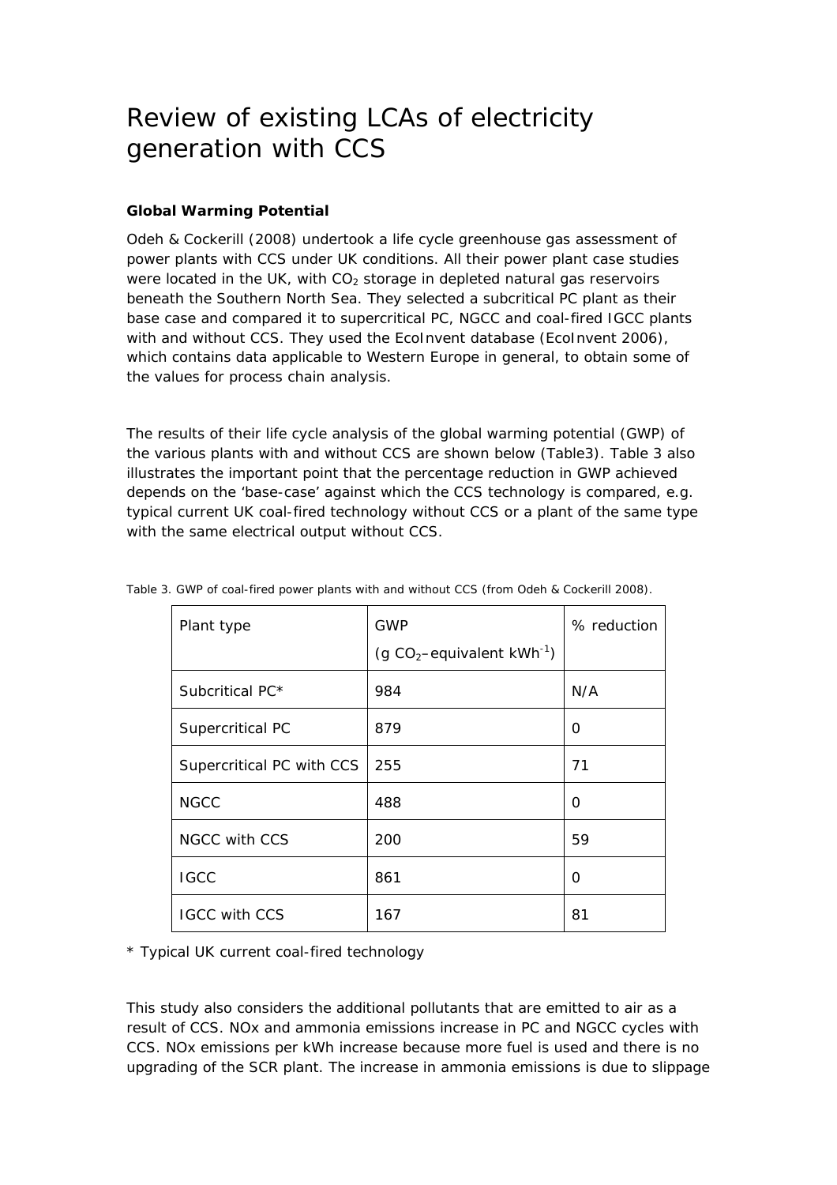# Review of existing LCAs of electricity generation with CCS

**Global Warming Potential**

Odeh & Cockerill (2008) undertook a life cycle greenhouse gas assessment of power plants with CCS under UK conditions. All their power plant case studies were located in the UK, with $CO_2$ storage in depleted natural gas reservoirs beneath the Southern North Sea. They selected a subcritical PC plant as their base case and compared it to supercritical PC, NGCC and coal-fired IGCC plants with and without CCS. They used the EcoInvent database (EcoInvent 2006), which contains data applicable to Western Europe in general, to obtain some of the values for process chain analysis.

The results of their life cycle analysis of the global warming potential (GWP) of the various plants with and without CCS are shown below (Table3). Table 3 also illustrates the important point that the percentage reduction in GWP achieved depends on the 'base-case' against which the CCS technology is compared, e.g. typical current UK coal-fired technology without CCS or a plant of the same type with the same electrical output without CCS.

Table 3. GWP of coal-fired power plants with and without CCS (from Odeh & Cockerill 2008).

| Plant type | GWP ($g\ CO_2$–equivalent $kWh^{-1}$) | % reduction |
|---|---|---|
| Subcritical PC* | 984 | N/A |
| Supercritical PC | 879 | 0 |
| Supercritical PC with CCS | 255 | 71 |
| NGCC | 488 | 0 |
| NGCC with CCS | 200 | 59 |
| IGCC | 861 | 0 |
| IGCC with CCS | 167 | 81 |

* Typical UK current coal-fired technology

This study also considers the additional pollutants that are emitted to air as a result of CCS. NOx and ammonia emissions increase in PC and NGCC cycles with CCS. NOx emissions per kWh increase because more fuel is used and there is no upgrading of the SCR plant. The increase in ammonia emissions is due to slippage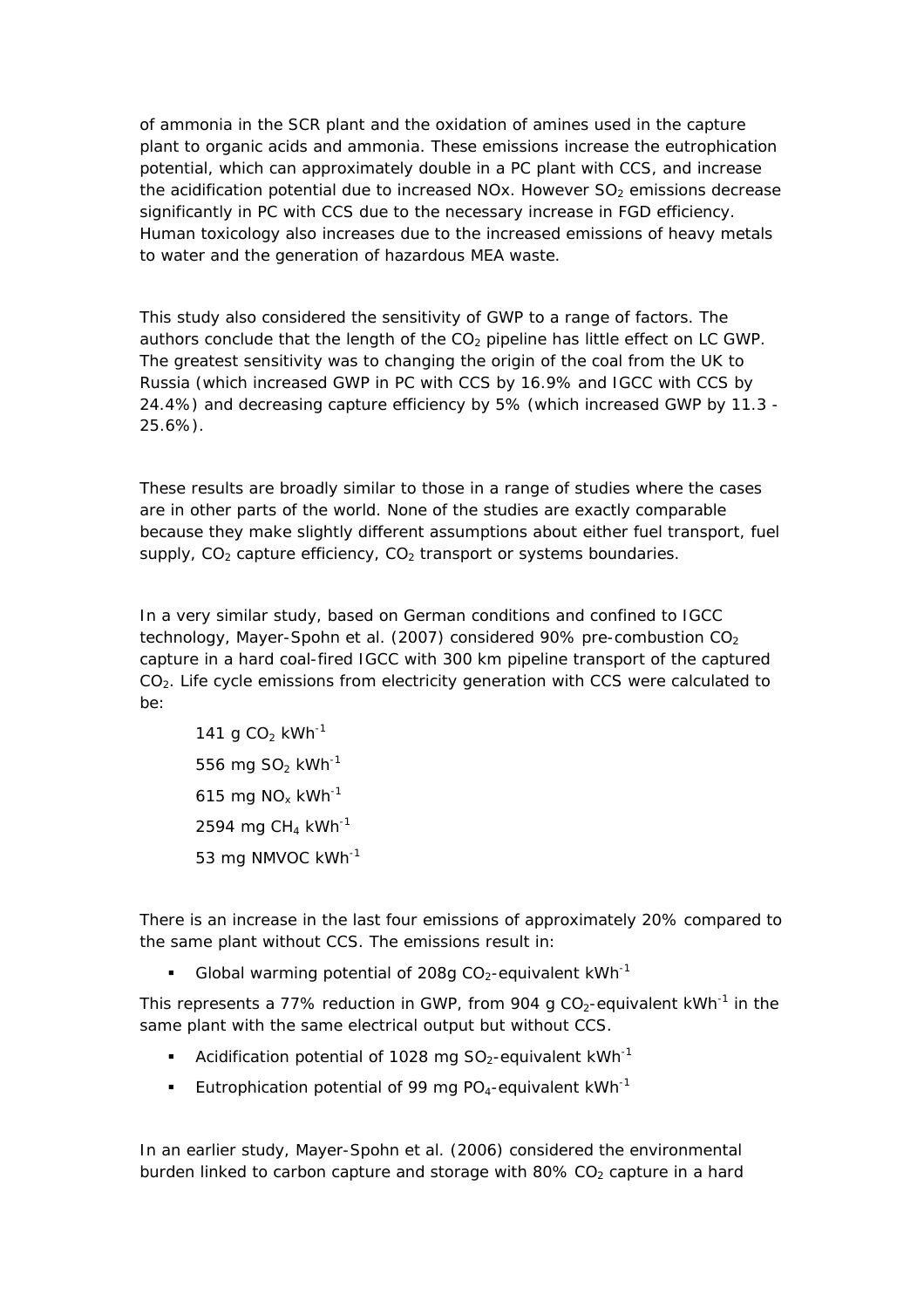of ammonia in the SCR plant and the oxidation of amines used in the capture plant to organic acids and ammonia. These emissions increase the eutrophication potential, which can approximately double in a PC plant with CCS, and increase the acidification potential due to increased NOx. However $SO_2$ emissions decrease significantly in PC with CCS due to the necessary increase in FGD efficiency. Human toxicology also increases due to the increased emissions of heavy metals to water and the generation of hazardous MEA waste.

This study also considered the sensitivity of GWP to a range of factors. The authors conclude that the length of the $CO_2$ pipeline has little effect on LC GWP. The greatest sensitivity was to changing the origin of the coal from the UK to Russia (which increased GWP in PC with CCS by 16.9% and IGCC with CCS by 24.4%) and decreasing capture efficiency by 5% (which increased GWP by 11.3 - 25.6%).

These results are broadly similar to those in a range of studies where the cases are in other parts of the world. None of the studies are exactly comparable because they make slightly different assumptions about either fuel transport, fuel supply, $CO_2$ capture efficiency, $CO_2$ transport or systems boundaries.

In a very similar study, based on German conditions and confined to IGCC technology, Mayer-Spohn et al. (2007) considered 90% pre-combustion $CO_2$ capture in a hard coal-fired IGCC with 300 km pipeline transport of the captured $CO_2$. Life cycle emissions from electricity generation with CCS were calculated to be:

141 g $CO_2$ $kWh^{-1}$

556 mg $SO_2$ $kWh^{-1}$

615 mg $NO_x$ $kWh^{-1}$

2594 mg $CH_4$ $kWh^{-1}$

53 mg NMVOC $kWh^{-1}$

There is an increase in the last four emissions of approximately 20% compared to the same plant without CCS. The emissions result in:

- Global warming potential of 208g $CO_2$-equivalent $kWh^{-1}$

This represents a 77% reduction in GWP, from 904 g $CO_2$-equivalent $kWh^{-1}$ in the same plant with the same electrical output but without CCS.

- Acidification potential of 1028 mg $SO_2$-equivalent $kWh^{-1}$
- Eutrophication potential of 99 mg $PO_4$-equivalent $kWh^{-1}$

In an earlier study, Mayer-Spohn et al. (2006) considered the environmental burden linked to carbon capture and storage with 80% $CO_2$ capture in a hard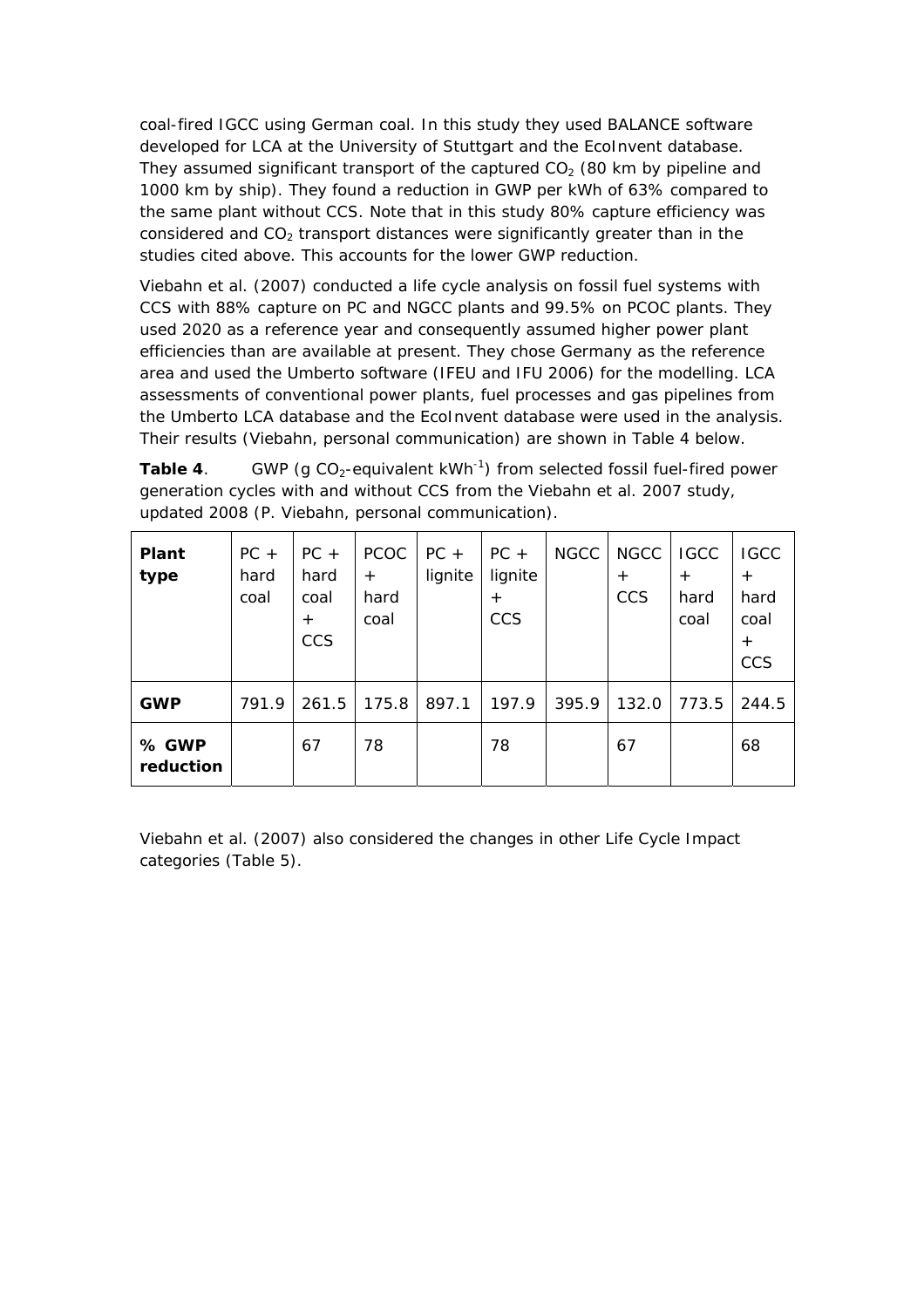coal-fired IGCC using German coal. In this study they used BALANCE software developed for LCA at the University of Stuttgart and the EcoInvent database. They assumed significant transport of the captured $CO_2$ (80 km by pipeline and 1000 km by ship). They found a reduction in GWP per kWh of 63% compared to the same plant without CCS. Note that in this study 80% capture efficiency was considered and $CO_2$ transport distances were significantly greater than in the studies cited above. This accounts for the lower GWP reduction.

Viebahn et al. (2007) conducted a life cycle analysis on fossil fuel systems with CCS with 88% capture on PC and NGCC plants and 99.5% on PCOC plants. They used 2020 as a reference year and consequently assumed higher power plant efficiencies than are available at present. They chose Germany as the reference area and used the Umberto software (IFEU and IFU 2006) for the modelling. LCA assessments of conventional power plants, fuel processes and gas pipelines from the Umberto LCA database and the EcoInvent database were used in the analysis. Their results (Viebahn, personal communication) are shown in Table 4 below.

**Table 4**. GWP (g $CO_2$-equivalent $kWh^{-1}$) from selected fossil fuel-fired power generation cycles with and without CCS from the Viebahn et al. 2007 study, updated 2008 (P. Viebahn, personal communication).

| **Plant type** | PC + hard coal | PC + hard coal + CCS | PCOC + hard coal | PC + lignite | PC + lignite + CCS | NGCC | NGCC + CCS | IGCC + hard coal | IGCC + hard coal + CCS |
|---|---|---|---|---|---|---|---|---|---|
| **GWP** | 791.9 | 261.5 | 175.8 | 897.1 | 197.9 | 395.9 | 132.0 | 773.5 | 244.5 |
| **% GWP reduction** | | 67 | 78 | | 78 | | 67 | | 68 |

Viebahn et al. (2007) also considered the changes in other Life Cycle Impact categories (Table 5).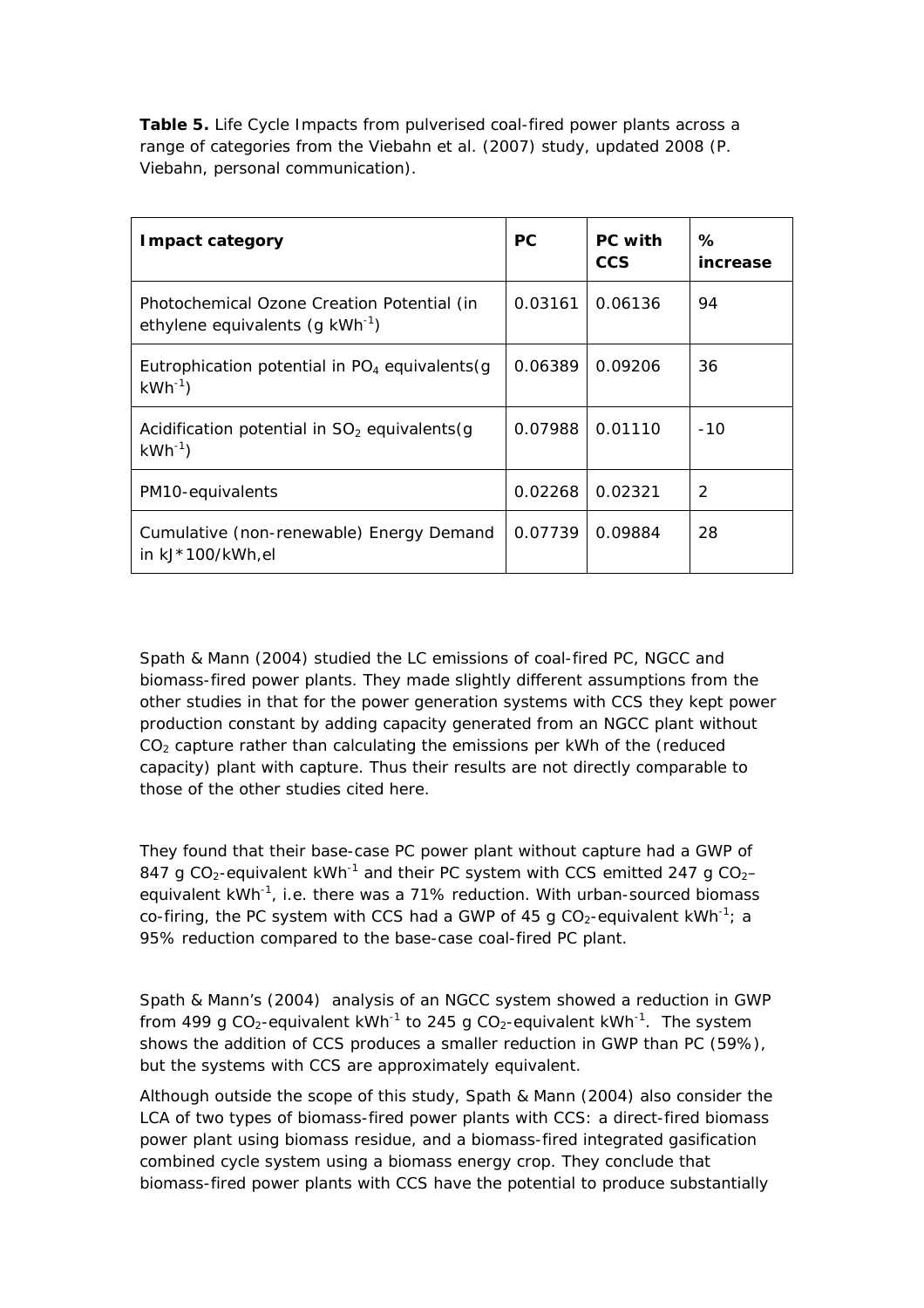**Table 5.** Life Cycle Impacts from pulverised coal-fired power plants across a range of categories from the Viebahn et al. (2007) study, updated 2008 (P. Viebahn, personal communication).

| Impact category | PC | PC with CCS | % increase |
|---|---|---|---|
| Photochemical Ozone Creation Potential (in ethylene equivalents (g $kWh^{-1}$) | 0.03161 | 0.06136 | 94 |
| Eutrophication potential in $PO_4$ equivalents(g $kWh^{-1}$) | 0.06389 | 0.09206 | 36 |
| Acidification potential in $SO_2$ equivalents(g $kWh^{-1}$) | 0.07988 | 0.01110 | -10 |
| PM10-equivalents | 0.02268 | 0.02321 | 2 |
| Cumulative (non-renewable) Energy Demand in kJ*100/kWh,el | 0.07739 | 0.09884 | 28 |

Spath & Mann (2004) studied the LC emissions of coal-fired PC, NGCC and biomass-fired power plants. They made slightly different assumptions from the other studies in that for the power generation systems with CCS they kept power production constant by adding capacity generated from an NGCC plant without $CO_2$ capture rather than calculating the emissions per kWh of the (reduced capacity) plant with capture. Thus their results are not directly comparable to those of the other studies cited here.

They found that their base-case PC power plant without capture had a GWP of 847 g $CO_2$-equivalent $kWh^{-1}$ and their PC system with CCS emitted 247 g $CO_2$–equivalent $kWh^{-1}$, i.e. there was a 71% reduction. With urban-sourced biomass co-firing, the PC system with CCS had a GWP of 45 g $CO_2$-equivalent $kWh^{-1}$; a 95% reduction compared to the base-case coal-fired PC plant.

Spath & Mann's (2004) analysis of an NGCC system showed a reduction in GWP from 499 g $CO_2$-equivalent $kWh^{-1}$ to 245 g $CO_2$-equivalent $kWh^{-1}$. The system shows the addition of CCS produces a smaller reduction in GWP than PC (59%), but the systems with CCS are approximately equivalent.

Although outside the scope of this study, Spath & Mann (2004) also consider the LCA of two types of biomass-fired power plants with CCS: a direct-fired biomass power plant using biomass residue, and a biomass-fired integrated gasification combined cycle system using a biomass energy crop. They conclude that biomass-fired power plants with CCS have the potential to produce substantially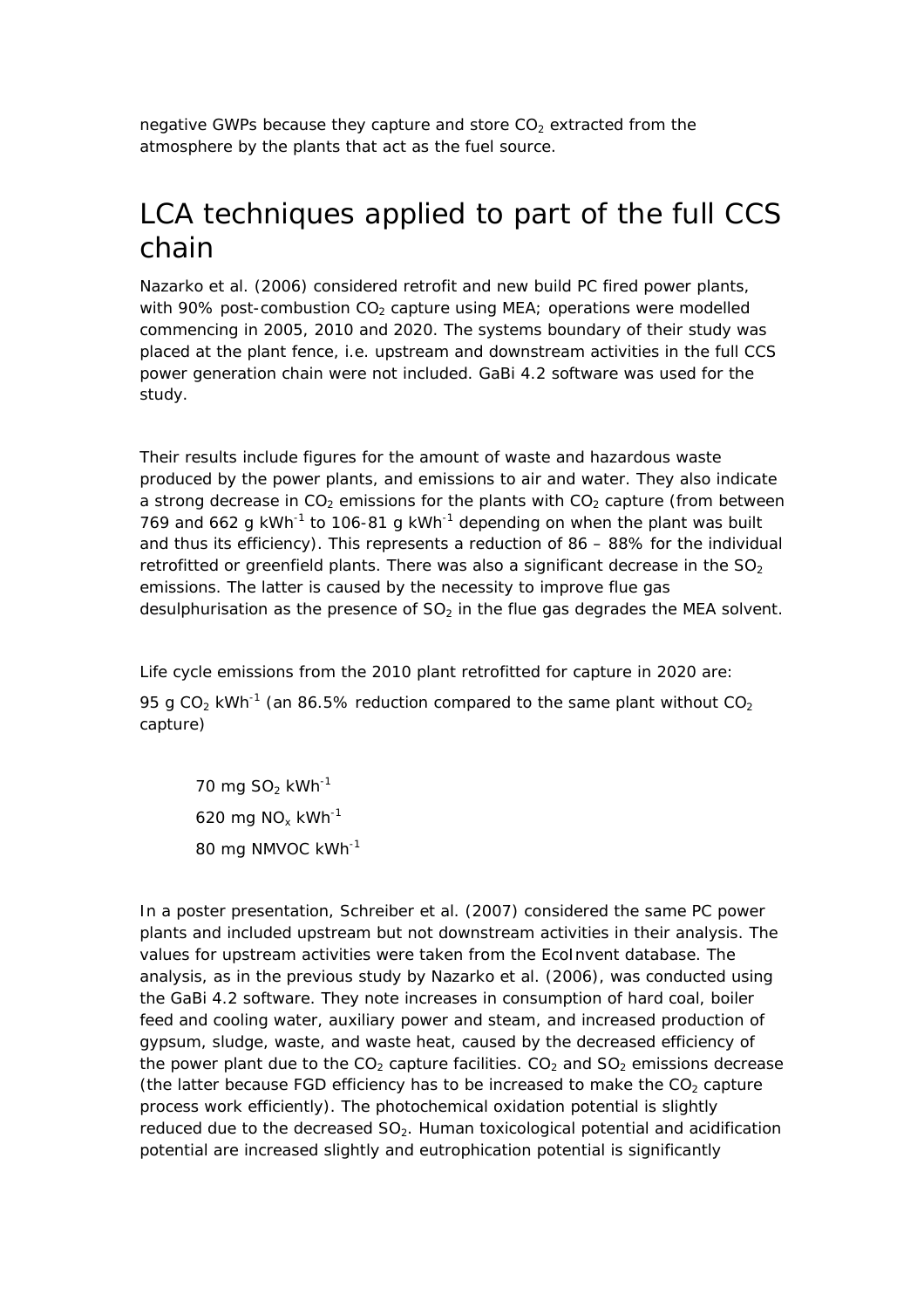negative GWPs because they capture and store $CO_2$ extracted from the atmosphere by the plants that act as the fuel source.

# LCA techniques applied to part of the full CCS chain

Nazarko et al. (2006) considered retrofit and new build PC fired power plants, with 90% post-combustion $CO_2$ capture using MEA; operations were modelled commencing in 2005, 2010 and 2020. The systems boundary of their study was placed at the plant fence, i.e. upstream and downstream activities in the full CCS power generation chain were not included. GaBi 4.2 software was used for the study.

Their results include figures for the amount of waste and hazardous waste produced by the power plants, and emissions to air and water. They also indicate a strong decrease in $CO_2$ emissions for the plants with $CO_2$ capture (from between 769 and 662 g $kWh^{-1}$ to 106-81 g $kWh^{-1}$ depending on when the plant was built and thus its efficiency). This represents a reduction of 86 – 88% for the individual retrofitted or greenfield plants. There was also a significant decrease in the $SO_2$ emissions. The latter is caused by the necessity to improve flue gas desulphurisation as the presence of $SO_2$ in the flue gas degrades the MEA solvent.

Life cycle emissions from the 2010 plant retrofitted for capture in 2020 are:

95 g $CO_2$ $kWh^{-1}$ (an 86.5% reduction compared to the same plant without $CO_2$ capture)

> 70 mg $SO_2$ $kWh^{-1}$
>
> 620 mg $NO_x$ $kWh^{-1}$
>
> 80 mg NMVOC $kWh^{-1}$

In a poster presentation, Schreiber et al. (2007) considered the same PC power plants and included upstream but not downstream activities in their analysis. The values for upstream activities were taken from the EcoInvent database. The analysis, as in the previous study by Nazarko et al. (2006), was conducted using the GaBi 4.2 software. They note increases in consumption of hard coal, boiler feed and cooling water, auxiliary power and steam, and increased production of gypsum, sludge, waste, and waste heat, caused by the decreased efficiency of the power plant due to the $CO_2$ capture facilities. $CO_2$ and $SO_2$ emissions decrease (the latter because FGD efficiency has to be increased to make the $CO_2$ capture process work efficiently). The photochemical oxidation potential is slightly reduced due to the decreased $SO_2$. Human toxicological potential and acidification potential are increased slightly and eutrophication potential is significantly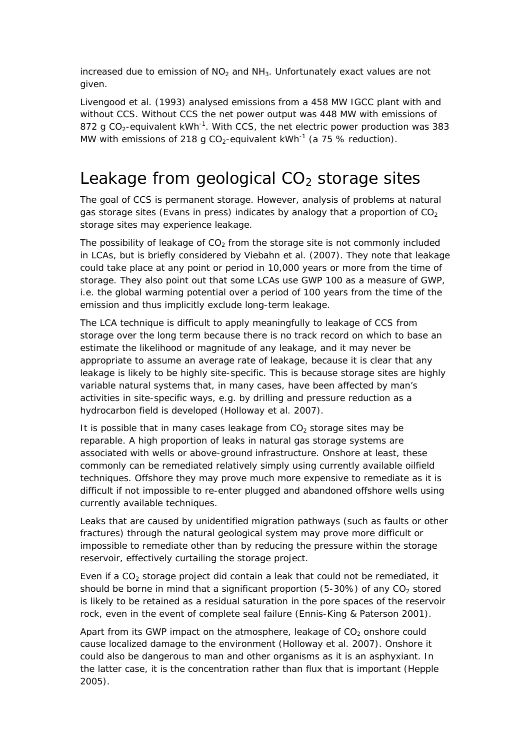increased due to emission of $NO_2$ and $NH_3$. Unfortunately exact values are not given.

Livengood et al. (1993) analysed emissions from a 458 MW IGCC plant with and without CCS. Without CCS the net power output was 448 MW with emissions of 872 g $CO_2$-equivalent $kWh^{-1}$. With CCS, the net electric power production was 383 MW with emissions of 218 g $CO_2$-equivalent $kWh^{-1}$ (a 75 % reduction).

# Leakage from geological $CO_2$ storage sites

The goal of CCS is permanent storage. However, analysis of problems at natural gas storage sites (Evans in press) indicates by analogy that a proportion of $CO_2$ storage sites may experience leakage.

The possibility of leakage of $CO_2$ from the storage site is not commonly included in LCAs, but is briefly considered by Viebahn et al. (2007). They note that leakage could take place at any point or period in 10,000 years or more from the time of storage. They also point out that some LCAs use GWP 100 as a measure of GWP, i.e. the global warming potential over a period of 100 years from the time of the emission and thus implicitly exclude long-term leakage.

The LCA technique is difficult to apply meaningfully to leakage of CCS from storage over the long term because there is no track record on which to base an estimate the likelihood or magnitude of any leakage, and it may never be appropriate to assume an average rate of leakage, because it is clear that any leakage is likely to be highly site-specific. This is because storage sites are highly variable natural systems that, in many cases, have been affected by man's activities in site-specific ways, e.g. by drilling and pressure reduction as a hydrocarbon field is developed (Holloway et al. 2007).

It is possible that in many cases leakage from $CO_2$ storage sites may be reparable. A high proportion of leaks in natural gas storage systems are associated with wells or above-ground infrastructure. Onshore at least, these commonly can be remediated relatively simply using currently available oilfield techniques. Offshore they may prove much more expensive to remediate as it is difficult if not impossible to re-enter plugged and abandoned offshore wells using currently available techniques.

Leaks that are caused by unidentified migration pathways (such as faults or other fractures) through the natural geological system may prove more difficult or impossible to remediate other than by reducing the pressure within the storage reservoir, effectively curtailing the storage project.

Even if a $CO_2$ storage project did contain a leak that could not be remediated, it should be borne in mind that a significant proportion (5-30%) of any $CO_2$ stored is likely to be retained as a residual saturation in the pore spaces of the reservoir rock, even in the event of complete seal failure (Ennis-King & Paterson 2001).

Apart from its GWP impact on the atmosphere, leakage of $CO_2$ onshore could cause localized damage to the environment (Holloway et al. 2007). Onshore it could also be dangerous to man and other organisms as it is an asphyxiant. In the latter case, it is the concentration rather than flux that is important (Hepple 2005).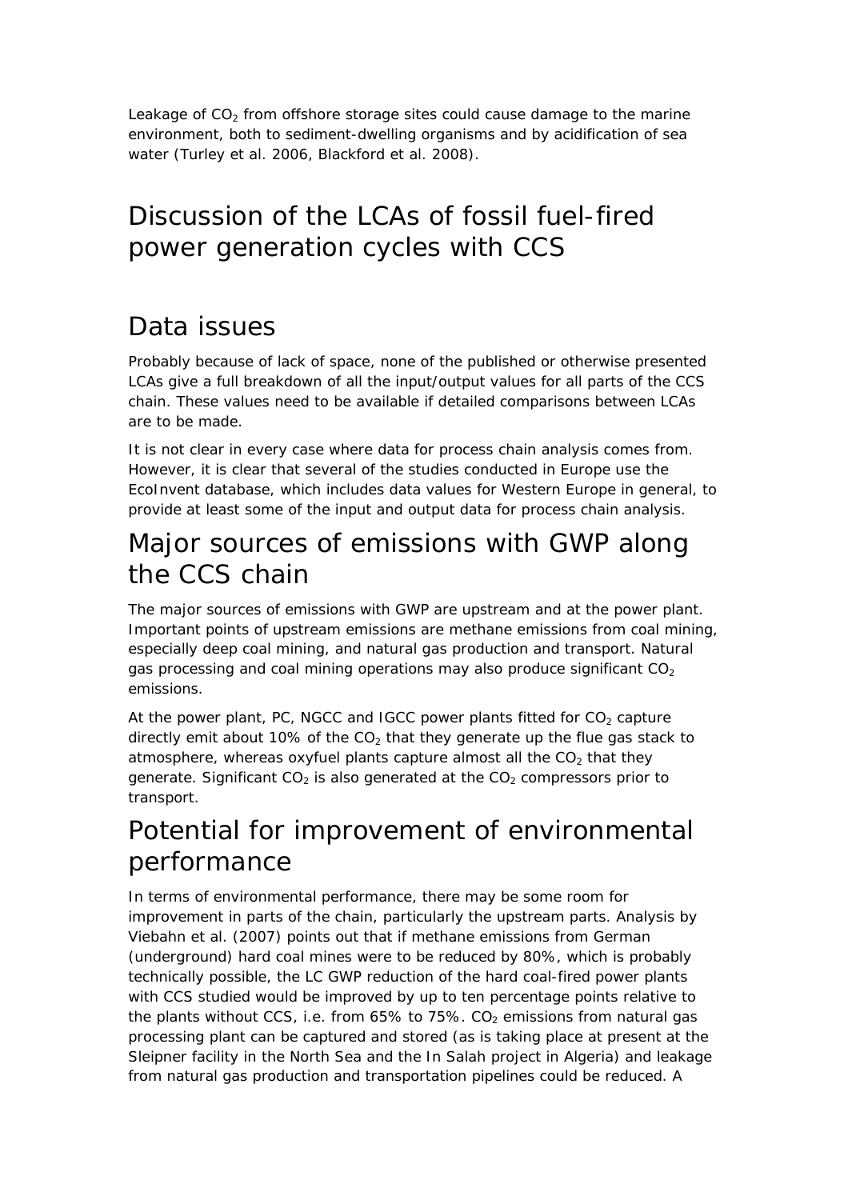Leakage of $CO_2$ from offshore storage sites could cause damage to the marine environment, both to sediment-dwelling organisms and by acidification of sea water (Turley et al. 2006, Blackford et al. 2008).

# Discussion of the LCAs of fossil fuel-fired power generation cycles with CCS

## Data issues

Probably because of lack of space, none of the published or otherwise presented LCAs give a full breakdown of all the input/output values for all parts of the CCS chain. These values need to be available if detailed comparisons between LCAs are to be made.

It is not clear in every case where data for process chain analysis comes from. However, it is clear that several of the studies conducted in Europe use the EcoInvent database, which includes data values for Western Europe in general, to provide at least some of the input and output data for process chain analysis.

## Major sources of emissions with GWP along the CCS chain

The major sources of emissions with GWP are upstream and at the power plant. Important points of upstream emissions are methane emissions from coal mining, especially deep coal mining, and natural gas production and transport. Natural gas processing and coal mining operations may also produce significant $CO_2$ emissions.

At the power plant, PC, NGCC and IGCC power plants fitted for $CO_2$ capture directly emit about 10% of the $CO_2$ that they generate up the flue gas stack to atmosphere, whereas oxyfuel plants capture almost all the $CO_2$ that they generate. Significant $CO_2$ is also generated at the $CO_2$ compressors prior to transport.

## Potential for improvement of environmental performance

In terms of environmental performance, there may be some room for improvement in parts of the chain, particularly the upstream parts. Analysis by Viebahn et al. (2007) points out that if methane emissions from German (underground) hard coal mines were to be reduced by 80%, which is probably technically possible, the LC GWP reduction of the hard coal-fired power plants with CCS studied would be improved by up to ten percentage points relative to the plants without CCS, i.e. from 65% to 75%. $CO_2$ emissions from natural gas processing plant can be captured and stored (as is taking place at present at the Sleipner facility in the North Sea and the In Salah project in Algeria) and leakage from natural gas production and transportation pipelines could be reduced. A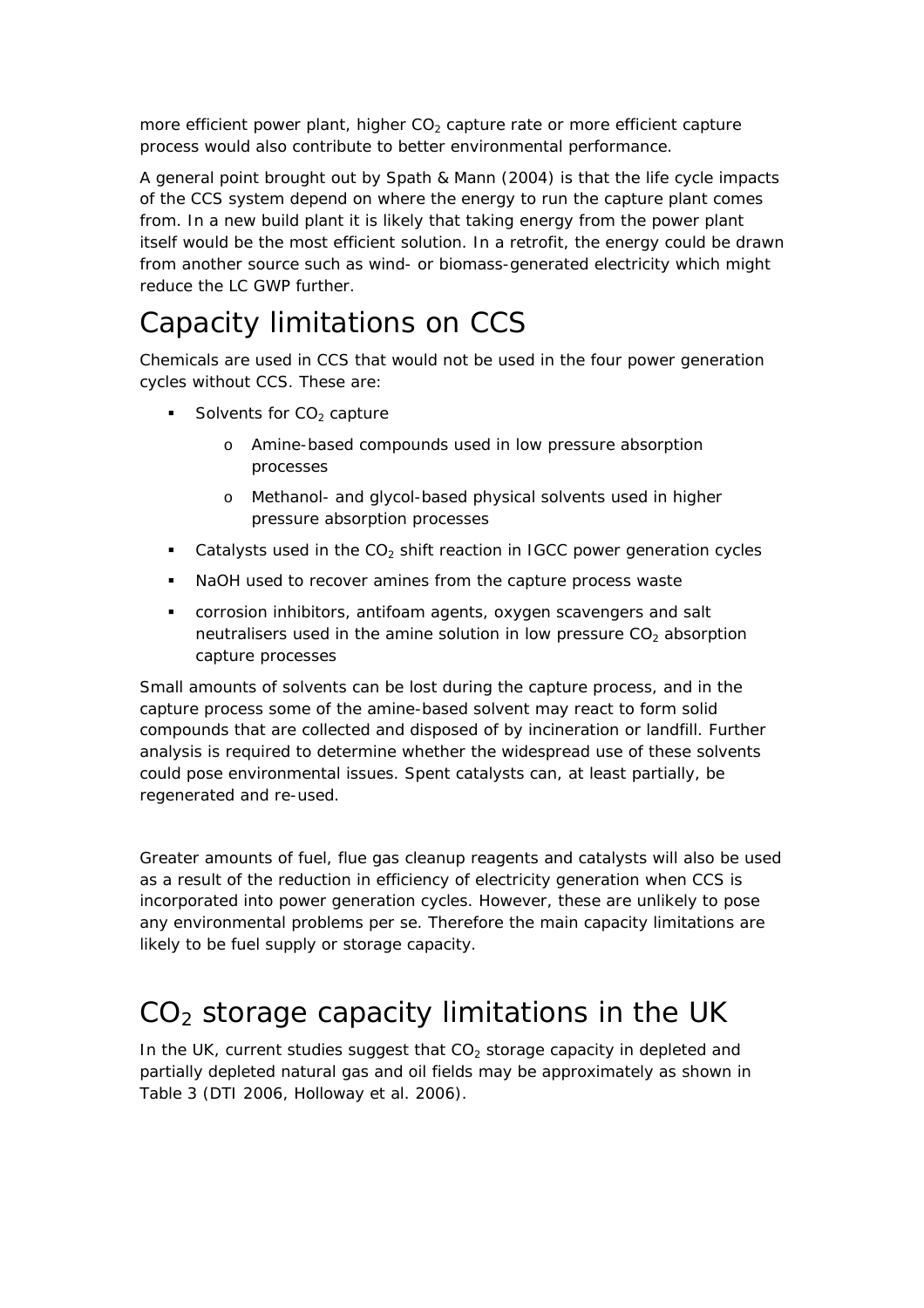more efficient power plant, higher $CO_2$ capture rate or more efficient capture process would also contribute to better environmental performance.

A general point brought out by Spath & Mann (2004) is that the life cycle impacts of the CCS system depend on where the energy to run the capture plant comes from. In a new build plant it is likely that taking energy from the power plant itself would be the most efficient solution. In a retrofit, the energy could be drawn from another source such as wind- or biomass-generated electricity which might reduce the LC GWP further.

# Capacity limitations on CCS

Chemicals are used in CCS that would not be used in the four power generation cycles without CCS. These are:

- Solvents for $CO_2$ capture
  - Amine-based compounds used in low pressure absorption processes
  - Methanol- and glycol-based physical solvents used in higher pressure absorption processes
- Catalysts used in the $CO_2$ shift reaction in IGCC power generation cycles
- NaOH used to recover amines from the capture process waste
- corrosion inhibitors, antifoam agents, oxygen scavengers and salt neutralisers used in the amine solution in low pressure $CO_2$ absorption capture processes

Small amounts of solvents can be lost during the capture process, and in the capture process some of the amine-based solvent may react to form solid compounds that are collected and disposed of by incineration or landfill. Further analysis is required to determine whether the widespread use of these solvents could pose environmental issues. Spent catalysts can, at least partially, be regenerated and re-used.

Greater amounts of fuel, flue gas cleanup reagents and catalysts will also be used as a result of the reduction in efficiency of electricity generation when CCS is incorporated into power generation cycles. However, these are unlikely to pose any environmental problems per se. Therefore the main capacity limitations are likely to be fuel supply or storage capacity.

# $CO_2$ storage capacity limitations in the UK

In the UK, current studies suggest that $CO_2$ storage capacity in depleted and partially depleted natural gas and oil fields may be approximately as shown in Table 3 (DTI 2006, Holloway et al. 2006).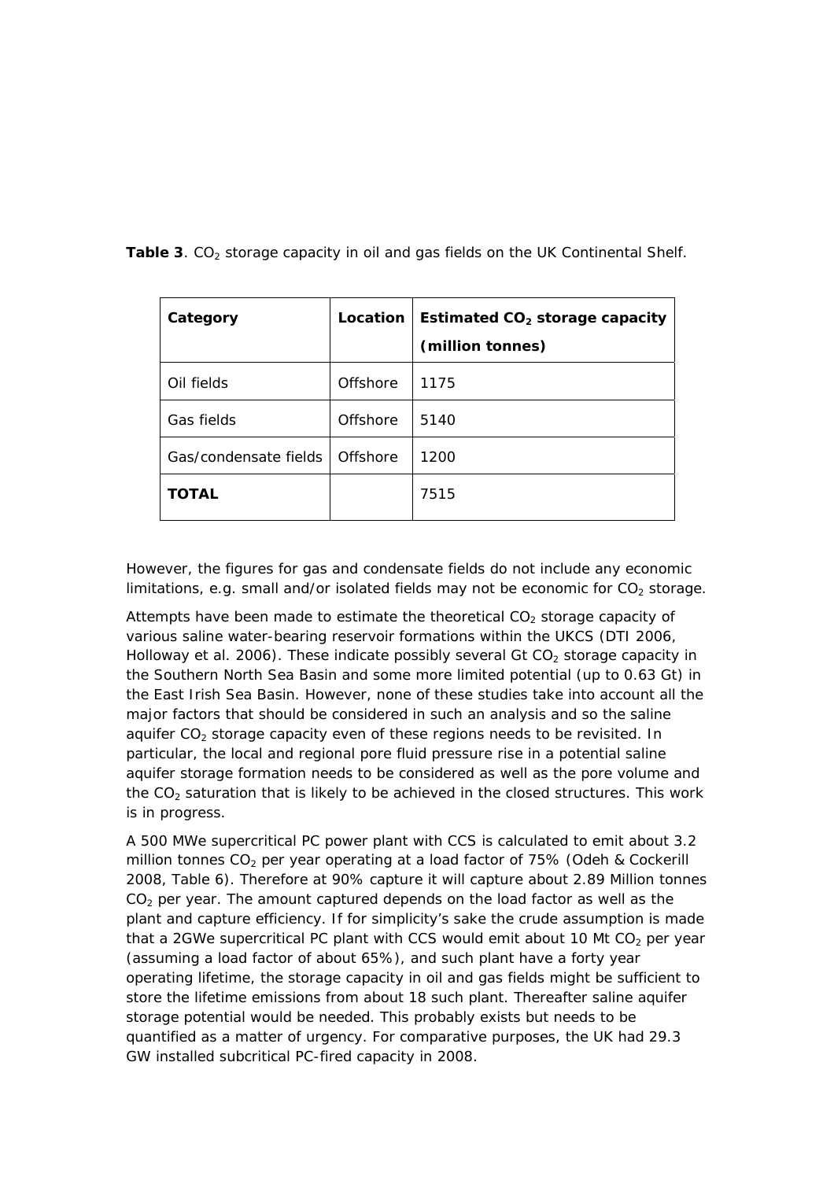**Table 3**. $CO_2$ storage capacity in oil and gas fields on the UK Continental Shelf.

| **Category** | **Location** | **Estimated $CO_2$ storage capacity (million tonnes)** |
|---|---|---|
| Oil fields | Offshore | 1175 |
| Gas fields | Offshore | 5140 |
| Gas/condensate fields | Offshore | 1200 |
| **TOTAL** | | 7515 |

However, the figures for gas and condensate fields do not include any economic limitations, e.g. small and/or isolated fields may not be economic for $CO_2$ storage.

Attempts have been made to estimate the theoretical $CO_2$ storage capacity of various saline water-bearing reservoir formations within the UKCS (DTI 2006, Holloway et al. 2006). These indicate possibly several Gt $CO_2$ storage capacity in the Southern North Sea Basin and some more limited potential (up to 0.63 Gt) in the East Irish Sea Basin. However, none of these studies take into account all the major factors that should be considered in such an analysis and so the saline aquifer $CO_2$ storage capacity even of these regions needs to be revisited. In particular, the local and regional pore fluid pressure rise in a potential saline aquifer storage formation needs to be considered as well as the pore volume and the $CO_2$ saturation that is likely to be achieved in the closed structures. This work is in progress.

A 500 MWe supercritical PC power plant with CCS is calculated to emit about 3.2 million tonnes $CO_2$ per year operating at a load factor of 75% (Odeh & Cockerill 2008, Table 6). Therefore at 90% capture it will capture about 2.89 Million tonnes $CO_2$ per year. The amount captured depends on the load factor as well as the plant and capture efficiency. If for simplicity's sake the crude assumption is made that a 2GWe supercritical PC plant with CCS would emit about 10 Mt $CO_2$ per year (assuming a load factor of about 65%), and such plant have a forty year operating lifetime, the storage capacity in oil and gas fields might be sufficient to store the lifetime emissions from about 18 such plant. Thereafter saline aquifer storage potential would be needed. This probably exists but needs to be quantified as a matter of urgency. For comparative purposes, the UK had 29.3 GW installed subcritical PC-fired capacity in 2008.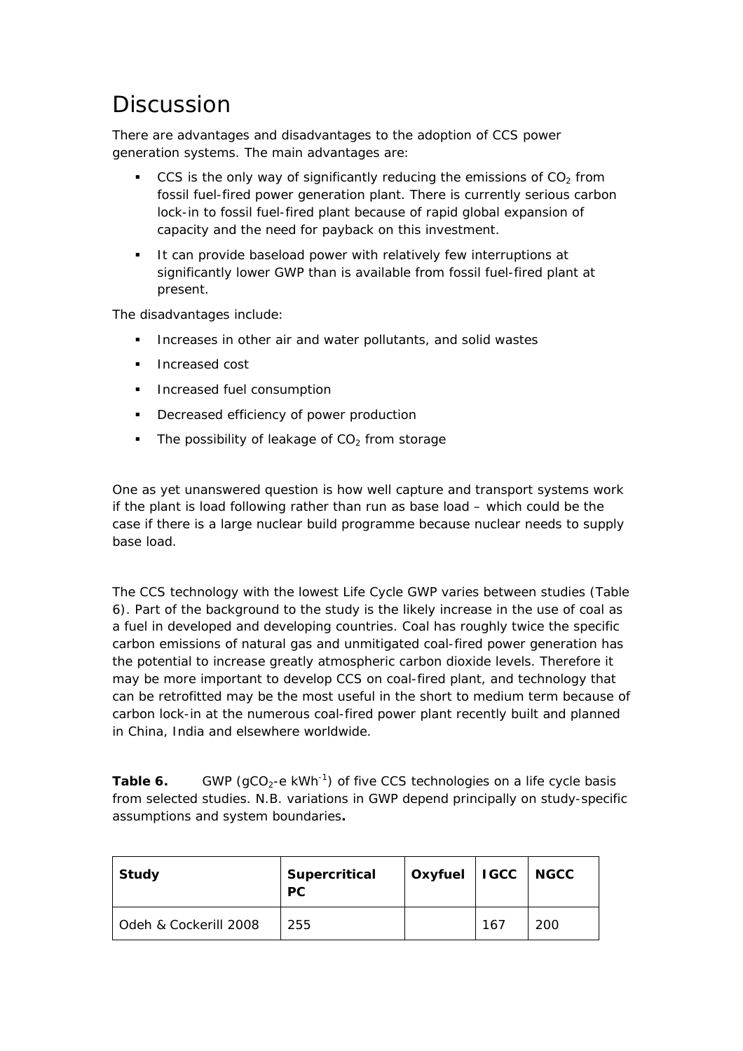# Discussion

There are advantages and disadvantages to the adoption of CCS power generation systems. The main advantages are:

- CCS is the only way of significantly reducing the emissions of $CO_2$ from fossil fuel-fired power generation plant. There is currently serious carbon lock-in to fossil fuel-fired plant because of rapid global expansion of capacity and the need for payback on this investment.
- It can provide baseload power with relatively few interruptions at significantly lower GWP than is available from fossil fuel-fired plant at present.

The disadvantages include:

- Increases in other air and water pollutants, and solid wastes
- Increased cost
- Increased fuel consumption
- Decreased efficiency of power production
- The possibility of leakage of $CO_2$ from storage

One as yet unanswered question is how well capture and transport systems work if the plant is load following rather than run as base load – which could be the case if there is a large nuclear build programme because nuclear needs to supply base load.

The CCS technology with the lowest Life Cycle GWP varies between studies (Table 6). Part of the background to the study is the likely increase in the use of coal as a fuel in developed and developing countries. Coal has roughly twice the specific carbon emissions of natural gas and unmitigated coal-fired power generation has the potential to increase greatly atmospheric carbon dioxide levels. Therefore it may be more important to develop CCS on coal-fired plant, and technology that can be retrofitted may be the most useful in the short to medium term because of carbon lock-in at the numerous coal-fired power plant recently built and planned in China, India and elsewhere worldwide.

**Table 6.** GWP ($gCO_2$-e $kWh^{-1}$) of five CCS technologies on a life cycle basis from selected studies. N.B. variations in GWP depend principally on study-specific assumptions and system boundaries**.**

| Study | Supercritical PC | Oxyfuel | IGCC | NGCC |
|---|---|---|---|---|
| Odeh & Cockerill 2008 | 255 | | 167 | 200 |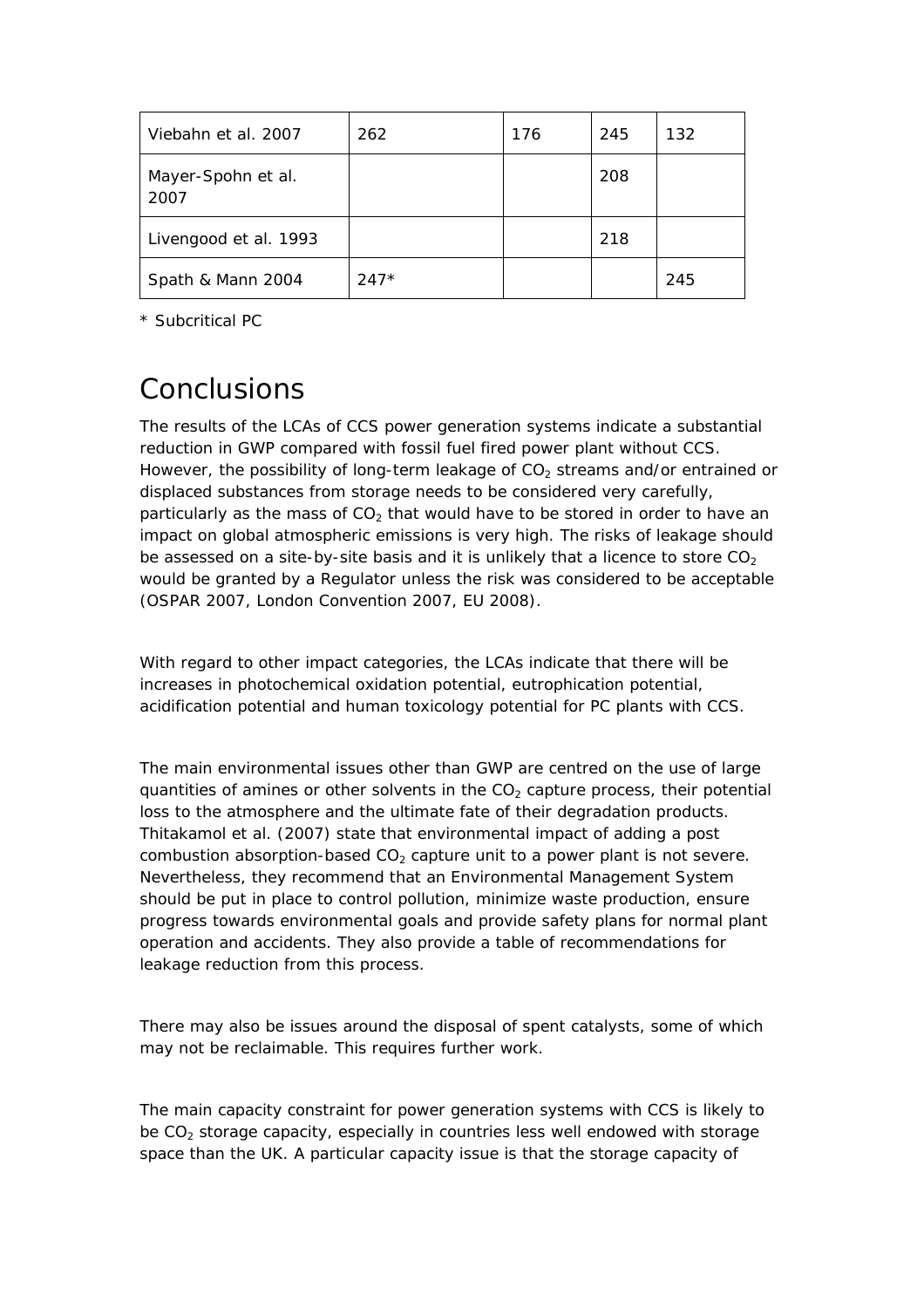| | | | | |
|---|---|---|---|---|
| Viebahn et al. 2007 | 262 | 176 | 245 | 132 |
| Mayer-Spohn et al. 2007 | | | 208 | |
| Livengood et al. 1993 | | | 218 | |
| Spath & Mann 2004 | 247* | | | 245 |

* Subcritical PC

# Conclusions

The results of the LCAs of CCS power generation systems indicate a substantial reduction in GWP compared with fossil fuel fired power plant without CCS. However, the possibility of long-term leakage of $CO_2$ streams and/or entrained or displaced substances from storage needs to be considered very carefully, particularly as the mass of $CO_2$ that would have to be stored in order to have an impact on global atmospheric emissions is very high. The risks of leakage should be assessed on a site-by-site basis and it is unlikely that a licence to store $CO_2$ would be granted by a Regulator unless the risk was considered to be acceptable (OSPAR 2007, London Convention 2007, EU 2008).

With regard to other impact categories, the LCAs indicate that there will be increases in photochemical oxidation potential, eutrophication potential, acidification potential and human toxicology potential for PC plants with CCS.

The main environmental issues other than GWP are centred on the use of large quantities of amines or other solvents in the $CO_2$ capture process, their potential loss to the atmosphere and the ultimate fate of their degradation products. Thitakamol et al. (2007) state that environmental impact of adding a post combustion absorption-based $CO_2$ capture unit to a power plant is not severe. Nevertheless, they recommend that an Environmental Management System should be put in place to control pollution, minimize waste production, ensure progress towards environmental goals and provide safety plans for normal plant operation and accidents. They also provide a table of recommendations for leakage reduction from this process.

There may also be issues around the disposal of spent catalysts, some of which may not be reclaimable. This requires further work.

The main capacity constraint for power generation systems with CCS is likely to be $CO_2$ storage capacity, especially in countries less well endowed with storage space than the UK. A particular capacity issue is that the storage capacity of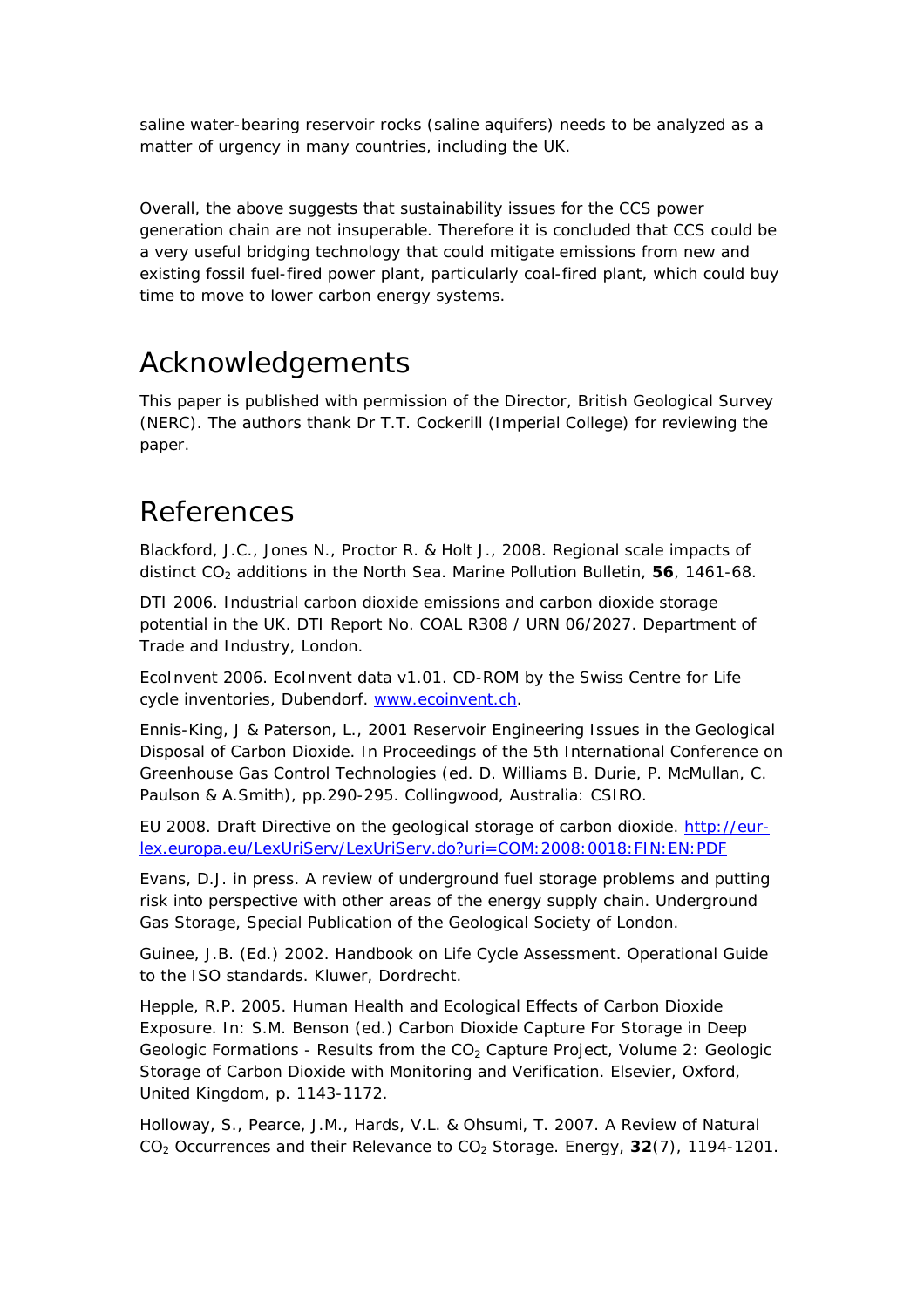saline water-bearing reservoir rocks (saline aquifers) needs to be analyzed as a matter of urgency in many countries, including the UK.

Overall, the above suggests that sustainability issues for the CCS power generation chain are not insuperable. Therefore it is concluded that CCS could be a very useful bridging technology that could mitigate emissions from new and existing fossil fuel-fired power plant, particularly coal-fired plant, which could buy time to move to lower carbon energy systems.

# Acknowledgements

This paper is published with permission of the Director, British Geological Survey (NERC). The authors thank Dr T.T. Cockerill (Imperial College) for reviewing the paper.

# References

Blackford, J.C., Jones N., Proctor R. & Holt J., 2008. Regional scale impacts of distinct $CO_2$ additions in the North Sea. Marine Pollution Bulletin, **56**, 1461-68.

DTI 2006. Industrial carbon dioxide emissions and carbon dioxide storage potential in the UK. DTI Report No. COAL R308 / URN 06/2027. Department of Trade and Industry, London.

EcoInvent 2006. EcoInvent data v1.01. CD-ROM by the Swiss Centre for Life cycle inventories, Dubendorf. [www.ecoinvent.ch](www.ecoinvent.ch).

Ennis-King, J & Paterson, L., 2001 Reservoir Engineering Issues in the Geological Disposal of Carbon Dioxide. In Proceedings of the 5th International Conference on Greenhouse Gas Control Technologies (ed. D. Williams B. Durie, P. McMullan, C. Paulson & A.Smith), pp.290-295. Collingwood, Australia: CSIRO.

EU 2008. Draft Directive on the geological storage of carbon dioxide. [http://eur-lex.europa.eu/LexUriServ/LexUriServ.do?uri=COM:2008:0018:FIN:EN:PDF](http://eur-lex.europa.eu/LexUriServ/LexUriServ.do?uri=COM:2008:0018:FIN:EN:PDF)

Evans, D.J. in press. A review of underground fuel storage problems and putting risk into perspective with other areas of the energy supply chain. Underground Gas Storage, Special Publication of the Geological Society of London.

Guinee, J.B. (Ed.) 2002. Handbook on Life Cycle Assessment. Operational Guide to the ISO standards. Kluwer, Dordrecht.

Hepple, R.P. 2005. Human Health and Ecological Effects of Carbon Dioxide Exposure. In: S.M. Benson (ed.) Carbon Dioxide Capture For Storage in Deep Geologic Formations - Results from the $CO_2$ Capture Project, Volume 2: Geologic Storage of Carbon Dioxide with Monitoring and Verification. Elsevier, Oxford, United Kingdom, p. 1143-1172.

Holloway, S., Pearce, J.M., Hards, V.L. & Ohsumi, T. 2007. A Review of Natural $CO_2$ Occurrences and their Relevance to $CO_2$ Storage. Energy, **32**(7), 1194-1201.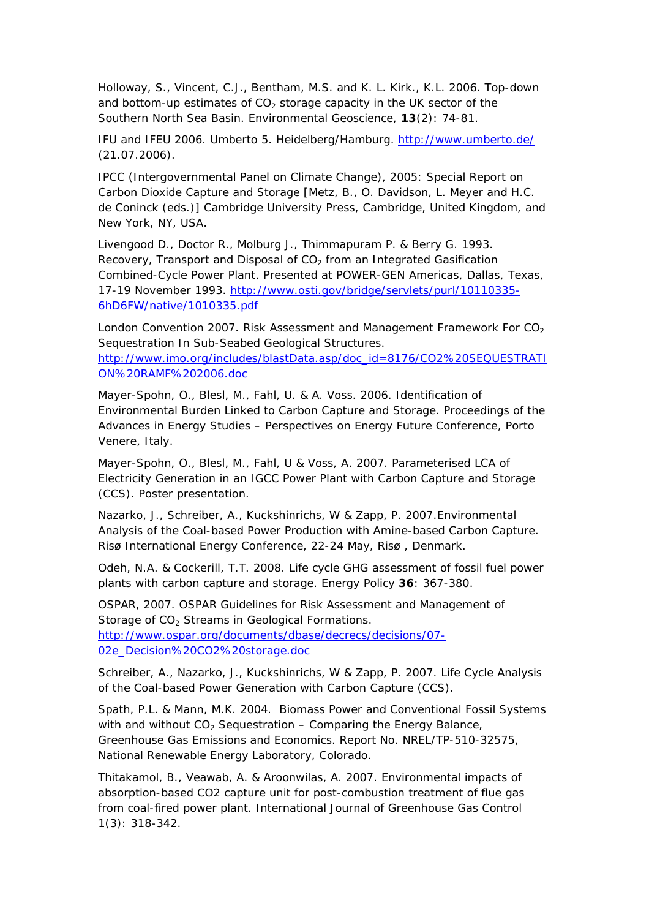Holloway, S., Vincent, C.J., Bentham, M.S. and K. L. Kirk., K.L. 2006. Top-down and bottom-up estimates of $CO_2$ storage capacity in the UK sector of the Southern North Sea Basin. Environmental Geoscience, **13**(2): 74-81.

IFU and IFEU 2006. Umberto 5. Heidelberg/Hamburg. http://www.umberto.de/ (21.07.2006).

IPCC (Intergovernmental Panel on Climate Change), 2005: Special Report on Carbon Dioxide Capture and Storage [Metz, B., O. Davidson, L. Meyer and H.C. de Coninck (eds.)] Cambridge University Press, Cambridge, United Kingdom, and New York, NY, USA.

Livengood D., Doctor R., Molburg J., Thimmapuram P. & Berry G. 1993. Recovery, Transport and Disposal of $CO_2$ from an Integrated Gasification Combined-Cycle Power Plant. Presented at POWER-GEN Americas, Dallas, Texas, 17-19 November 1993. http://www.osti.gov/bridge/servlets/purl/10110335-6hD6FW/native/1010335.pdf

London Convention 2007. Risk Assessment and Management Framework For $CO_2$ Sequestration In Sub-Seabed Geological Structures. http://www.imo.org/includes/blastData.asp/doc_id=8176/CO2%20SEQUESTRATION%20RAMF%202006.doc

Mayer-Spohn, O., Blesl, M., Fahl, U. & A. Voss. 2006. Identification of Environmental Burden Linked to Carbon Capture and Storage. Proceedings of the Advances in Energy Studies – Perspectives on Energy Future Conference, Porto Venere, Italy.

Mayer-Spohn, O., Blesl, M., Fahl, U & Voss, A. 2007. Parameterised LCA of Electricity Generation in an IGCC Power Plant with Carbon Capture and Storage (CCS). Poster presentation.

Nazarko, J., Schreiber, A., Kuckshinrichs, W & Zapp, P. 2007.Environmental Analysis of the Coal-based Power Production with Amine-based Carbon Capture. Risø International Energy Conference, 22-24 May, Risø , Denmark.

Odeh, N.A. & Cockerill, T.T. 2008. Life cycle GHG assessment of fossil fuel power plants with carbon capture and storage. Energy Policy **36**: 367-380.

OSPAR, 2007. OSPAR Guidelines for Risk Assessment and Management of Storage of $CO_2$ Streams in Geological Formations. http://www.ospar.org/documents/dbase/decrecs/decisions/07-02e_Decision%20CO2%20storage.doc

Schreiber, A., Nazarko, J., Kuckshinrichs, W & Zapp, P. 2007. Life Cycle Analysis of the Coal-based Power Generation with Carbon Capture (CCS).

Spath, P.L. & Mann, M.K. 2004. Biomass Power and Conventional Fossil Systems with and without $CO_2$ Sequestration – Comparing the Energy Balance, Greenhouse Gas Emissions and Economics. Report No. NREL/TP-510-32575, National Renewable Energy Laboratory, Colorado.

Thitakamol, B., Veawab, A. & Aroonwilas, A. 2007. Environmental impacts of absorption-based CO2 capture unit for post-combustion treatment of flue gas from coal-fired power plant. International Journal of Greenhouse Gas Control 1(3): 318-342.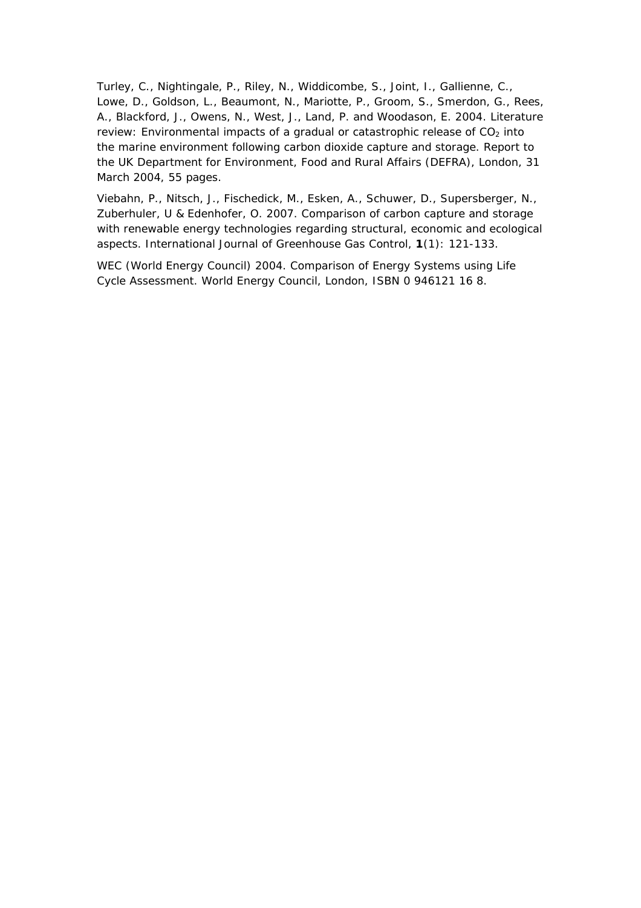Turley, C., Nightingale, P., Riley, N., Widdicombe, S., Joint, I., Gallienne, C., Lowe, D., Goldson, L., Beaumont, N., Mariotte, P., Groom, S., Smerdon, G., Rees, A., Blackford, J., Owens, N., West, J., Land, P. and Woodason, E. 2004. Literature review: Environmental impacts of a gradual or catastrophic release of $CO_2$ into the marine environment following carbon dioxide capture and storage. Report to the UK Department for Environment, Food and Rural Affairs (DEFRA), London, 31 March 2004, 55 pages.

Viebahn, P., Nitsch, J., Fischedick, M., Esken, A., Schuwer, D., Supersberger, N., Zuberhuler, U & Edenhofer, O. 2007. Comparison of carbon capture and storage with renewable energy technologies regarding structural, economic and ecological aspects. International Journal of Greenhouse Gas Control, **1**(1): 121-133.

WEC (World Energy Council) 2004. Comparison of Energy Systems using Life Cycle Assessment. World Energy Council, London, ISBN 0 946121 16 8.